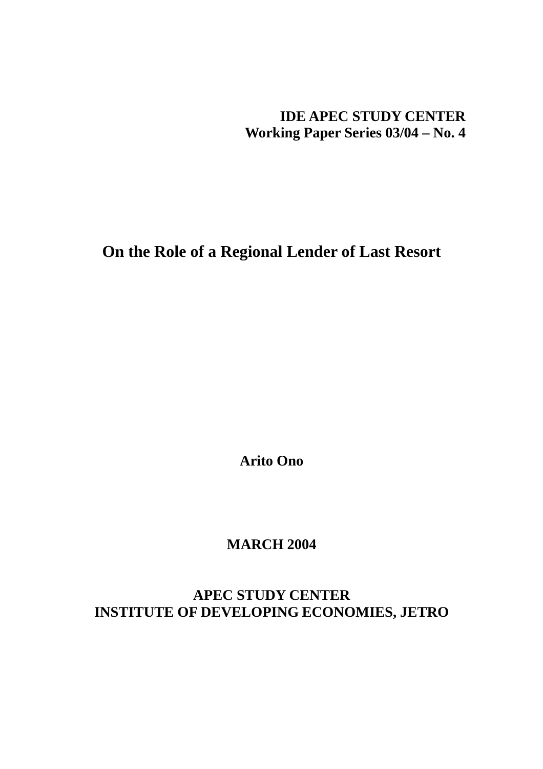**IDE APEC STUDY CENTER**
**Working Paper Series 03/04 – No. 4**

# On the Role of a Regional Lender of Last Resort

**Arito Ono**

**MARCH 2004**

**APEC STUDY CENTER**
**INSTITUTE OF DEVELOPING ECONOMIES, JETRO**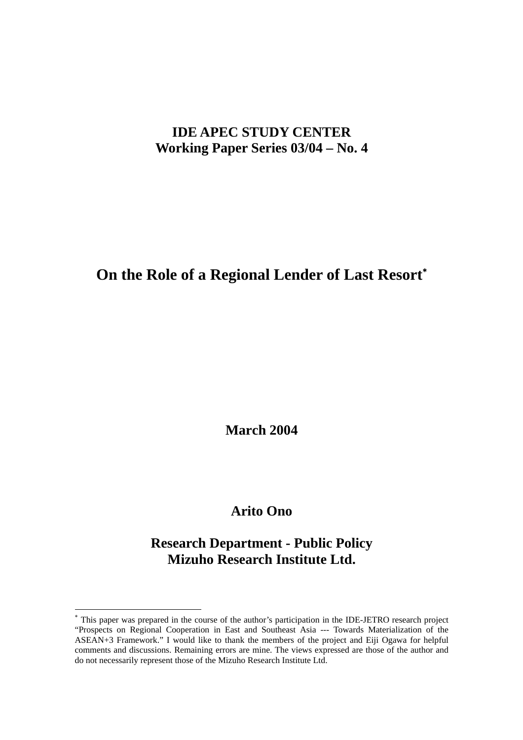**IDE APEC STUDY CENTER**
**Working Paper Series 03/04 – No. 4**

# On the Role of a Regional Lender of Last Resort[*]

**March 2004**

**Arito Ono**

**Research Department - Public Policy**
**Mizuho Research Institute Ltd.**

---

[*] This paper was prepared in the course of the author's participation in the IDE-JETRO research project "Prospects on Regional Cooperation in East and Southeast Asia --- Towards Materialization of the ASEAN+3 Framework." I would like to thank the members of the project and Eiji Ogawa for helpful comments and discussions. Remaining errors are mine. The views expressed are those of the author and do not necessarily represent those of the Mizuho Research Institute Ltd.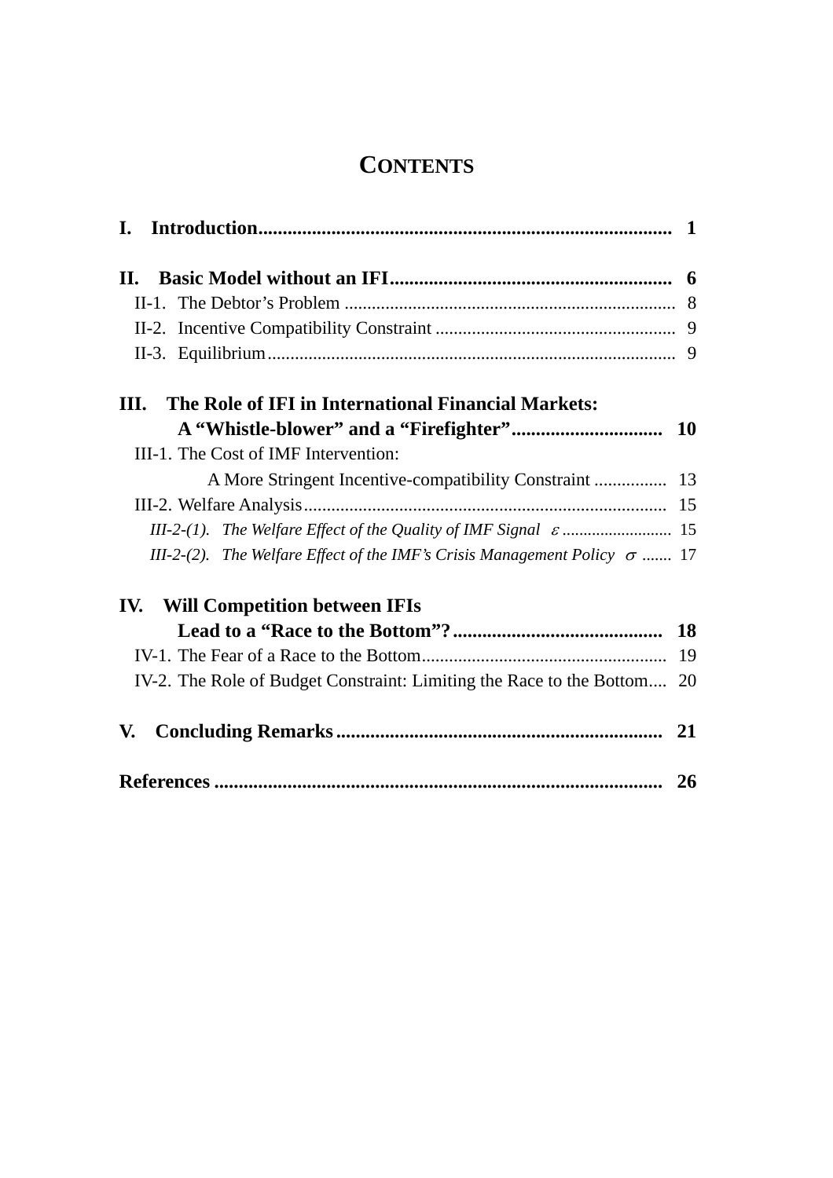# CONTENTS

**I. Introduction** .......... **1**

**II. Basic Model without an IFI** .......... **6**

- II-1. The Debtor's Problem .......... 8
- II-2. Incentive Compatibility Constraint .......... 9
- II-3. Equilibrium .......... 9

**III. The Role of IFI in International Financial Markets: A "Whistle-blower" and a "Firefighter"** .......... **10**

- III-1. The Cost of IMF Intervention: A More Stringent Incentive-compatibility Constraint .......... 13
- III-2. Welfare Analysis .......... 15
  - *III-2-(1). The Welfare Effect of the Quality of IMF Signal* $\varepsilon$ .......... 15
  - *III-2-(2). The Welfare Effect of the IMF's Crisis Management Policy* $\sigma$ .......... 17

**IV. Will Competition between IFIs Lead to a "Race to the Bottom"?** .......... **18**

- IV-1. The Fear of a Race to the Bottom .......... 19
- IV-2. The Role of Budget Constraint: Limiting the Race to the Bottom .......... 20

**V. Concluding Remarks** .......... **21**

**References** .......... **26**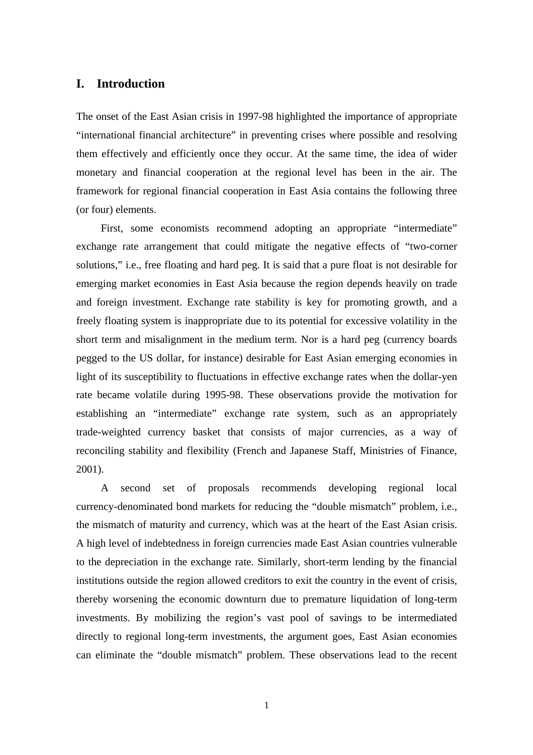# I. Introduction

The onset of the East Asian crisis in 1997-98 highlighted the importance of appropriate "international financial architecture" in preventing crises where possible and resolving them effectively and efficiently once they occur. At the same time, the idea of wider monetary and financial cooperation at the regional level has been in the air. The framework for regional financial cooperation in East Asia contains the following three (or four) elements.

First, some economists recommend adopting an appropriate "intermediate" exchange rate arrangement that could mitigate the negative effects of "two-corner solutions," i.e., free floating and hard peg. It is said that a pure float is not desirable for emerging market economies in East Asia because the region depends heavily on trade and foreign investment. Exchange rate stability is key for promoting growth, and a freely floating system is inappropriate due to its potential for excessive volatility in the short term and misalignment in the medium term. Nor is a hard peg (currency boards pegged to the US dollar, for instance) desirable for East Asian emerging economies in light of its susceptibility to fluctuations in effective exchange rates when the dollar-yen rate became volatile during 1995-98. These observations provide the motivation for establishing an "intermediate" exchange rate system, such as an appropriately trade-weighted currency basket that consists of major currencies, as a way of reconciling stability and flexibility (French and Japanese Staff, Ministries of Finance, 2001).

A second set of proposals recommends developing regional local currency-denominated bond markets for reducing the "double mismatch" problem, i.e., the mismatch of maturity and currency, which was at the heart of the East Asian crisis. A high level of indebtedness in foreign currencies made East Asian countries vulnerable to the depreciation in the exchange rate. Similarly, short-term lending by the financial institutions outside the region allowed creditors to exit the country in the event of crisis, thereby worsening the economic downturn due to premature liquidation of long-term investments. By mobilizing the region's vast pool of savings to be intermediated directly to regional long-term investments, the argument goes, East Asian economies can eliminate the "double mismatch" problem. These observations lead to the recent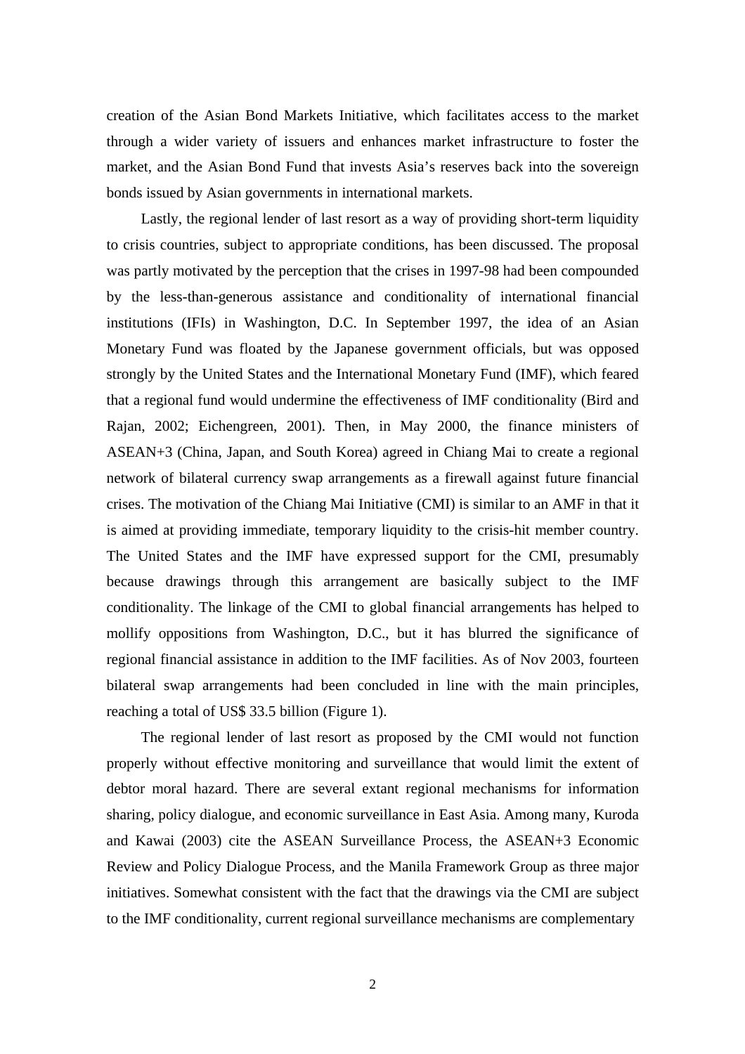creation of the Asian Bond Markets Initiative, which facilitates access to the market through a wider variety of issuers and enhances market infrastructure to foster the market, and the Asian Bond Fund that invests Asia's reserves back into the sovereign bonds issued by Asian governments in international markets.

Lastly, the regional lender of last resort as a way of providing short-term liquidity to crisis countries, subject to appropriate conditions, has been discussed. The proposal was partly motivated by the perception that the crises in 1997-98 had been compounded by the less-than-generous assistance and conditionality of international financial institutions (IFIs) in Washington, D.C. In September 1997, the idea of an Asian Monetary Fund was floated by the Japanese government officials, but was opposed strongly by the United States and the International Monetary Fund (IMF), which feared that a regional fund would undermine the effectiveness of IMF conditionality (Bird and Rajan, 2002; Eichengreen, 2001). Then, in May 2000, the finance ministers of ASEAN+3 (China, Japan, and South Korea) agreed in Chiang Mai to create a regional network of bilateral currency swap arrangements as a firewall against future financial crises. The motivation of the Chiang Mai Initiative (CMI) is similar to an AMF in that it is aimed at providing immediate, temporary liquidity to the crisis-hit member country. The United States and the IMF have expressed support for the CMI, presumably because drawings through this arrangement are basically subject to the IMF conditionality. The linkage of the CMI to global financial arrangements has helped to mollify oppositions from Washington, D.C., but it has blurred the significance of regional financial assistance in addition to the IMF facilities. As of Nov 2003, fourteen bilateral swap arrangements had been concluded in line with the main principles, reaching a total of US$ 33.5 billion (Figure 1).

The regional lender of last resort as proposed by the CMI would not function properly without effective monitoring and surveillance that would limit the extent of debtor moral hazard. There are several extant regional mechanisms for information sharing, policy dialogue, and economic surveillance in East Asia. Among many, Kuroda and Kawai (2003) cite the ASEAN Surveillance Process, the ASEAN+3 Economic Review and Policy Dialogue Process, and the Manila Framework Group as three major initiatives. Somewhat consistent with the fact that the drawings via the CMI are subject to the IMF conditionality, current regional surveillance mechanisms are complementary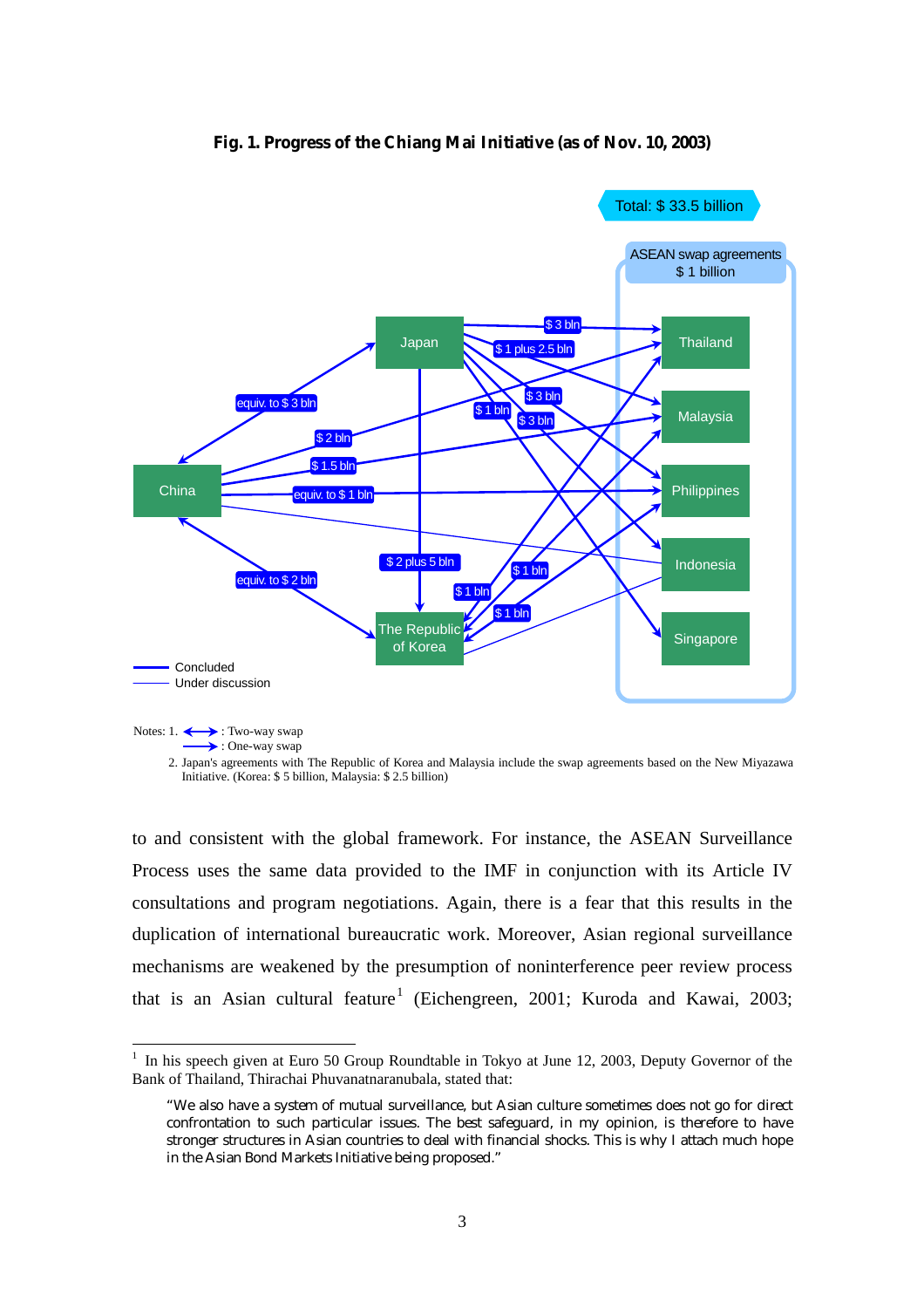**Fig. 1. Progress of the Chiang Mai Initiative (as of Nov. 10, 2003)**

Total: $ 33.5 billion

ASEAN swap agreements $ 1 billion

Japan — China: equiv. to $ 3 bln
China — The Republic of Korea: equiv. to $ 2 bln
Japan → The Republic of Korea: $ 2 plus 5 bln
Japan → Thailand: $ 3 bln
Japan → Malaysia: $ 1 plus 2.5 bln
Japan → Philippines: $ 3 bln
Japan → Indonesia: $ 3 bln
Japan → Singapore: $ 1 bln
China → Thailand: $ 2 bln
China → Malaysia: $ 1.5 bln
China → Philippines: equiv. to $ 1 bln
The Republic of Korea — Thailand: $ 1 bln
The Republic of Korea — Malaysia: $ 1 bln
The Republic of Korea — Philippines: $ 1 bln

Concluded
Under discussion

Notes: 1. ⟷ : Two-way swap
→ : One-way swap

2. Japan's agreements with The Republic of Korea and Malaysia include the swap agreements based on the New Miyazawa Initiative. (Korea: $ 5 billion, Malaysia: $ 2.5 billion)

to and consistent with the global framework. For instance, the ASEAN Surveillance Process uses the same data provided to the IMF in conjunction with its Article IV consultations and program negotiations. Again, there is a fear that this results in the duplication of international bureaucratic work. Moreover, Asian regional surveillance mechanisms are weakened by the presumption of noninterference peer review process that is an Asian cultural feature[1] (Eichengreen, 2001; Kuroda and Kawai, 2003;

---

[1] In his speech given at Euro 50 Group Roundtable in Tokyo at June 12, 2003, Deputy Governor of the Bank of Thailand, Thirachai Phuvanatnaranubala, stated that:

> "We also have a system of mutual surveillance, but Asian culture sometimes does not go for direct confrontation to such particular issues. The best safeguard, in my opinion, is therefore to have stronger structures in Asian countries to deal with financial shocks. This is why I attach much hope in the Asian Bond Markets Initiative being proposed."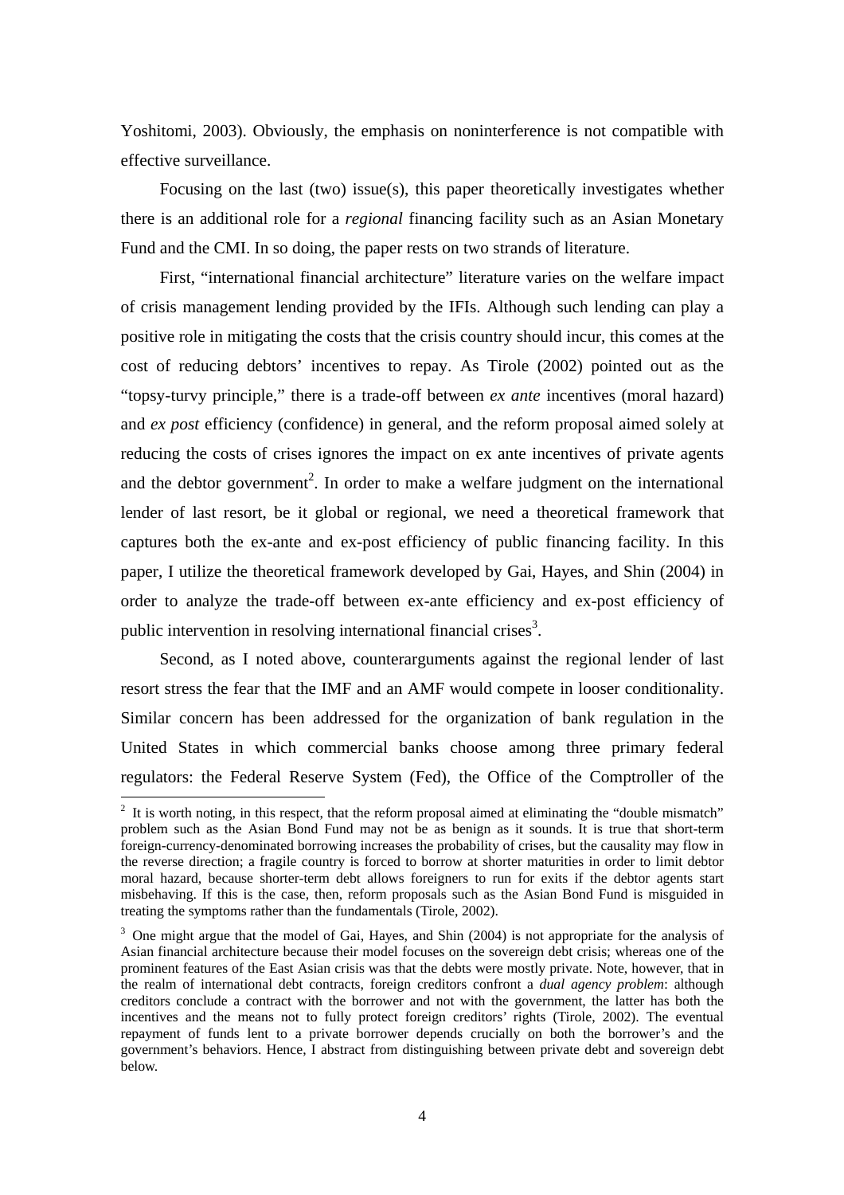Yoshitomi, 2003). Obviously, the emphasis on noninterference is not compatible with effective surveillance.

Focusing on the last (two) issue(s), this paper theoretically investigates whether there is an additional role for a *regional* financing facility such as an Asian Monetary Fund and the CMI. In so doing, the paper rests on two strands of literature.

First, "international financial architecture" literature varies on the welfare impact of crisis management lending provided by the IFIs. Although such lending can play a positive role in mitigating the costs that the crisis country should incur, this comes at the cost of reducing debtors' incentives to repay. As Tirole (2002) pointed out as the "topsy-turvy principle," there is a trade-off between *ex ante* incentives (moral hazard) and *ex post* efficiency (confidence) in general, and the reform proposal aimed solely at reducing the costs of crises ignores the impact on ex ante incentives of private agents and the debtor government[2]. In order to make a welfare judgment on the international lender of last resort, be it global or regional, we need a theoretical framework that captures both the ex-ante and ex-post efficiency of public financing facility. In this paper, I utilize the theoretical framework developed by Gai, Hayes, and Shin (2004) in order to analyze the trade-off between ex-ante efficiency and ex-post efficiency of public intervention in resolving international financial crises[3].

Second, as I noted above, counterarguments against the regional lender of last resort stress the fear that the IMF and an AMF would compete in looser conditionality. Similar concern has been addressed for the organization of bank regulation in the United States in which commercial banks choose among three primary federal regulators: the Federal Reserve System (Fed), the Office of the Comptroller of the

---

[2] It is worth noting, in this respect, that the reform proposal aimed at eliminating the "double mismatch" problem such as the Asian Bond Fund may not be as benign as it sounds. It is true that short-term foreign-currency-denominated borrowing increases the probability of crises, but the causality may flow in the reverse direction; a fragile country is forced to borrow at shorter maturities in order to limit debtor moral hazard, because shorter-term debt allows foreigners to run for exits if the debtor agents start misbehaving. If this is the case, then, reform proposals such as the Asian Bond Fund is misguided in treating the symptoms rather than the fundamentals (Tirole, 2002).

[3] One might argue that the model of Gai, Hayes, and Shin (2004) is not appropriate for the analysis of Asian financial architecture because their model focuses on the sovereign debt crisis; whereas one of the prominent features of the East Asian crisis was that the debts were mostly private. Note, however, that in the realm of international debt contracts, foreign creditors confront a *dual agency problem*: although creditors conclude a contract with the borrower and not with the government, the latter has both the incentives and the means not to fully protect foreign creditors' rights (Tirole, 2002). The eventual repayment of funds lent to a private borrower depends crucially on both the borrower's and the government's behaviors. Hence, I abstract from distinguishing between private debt and sovereign debt below.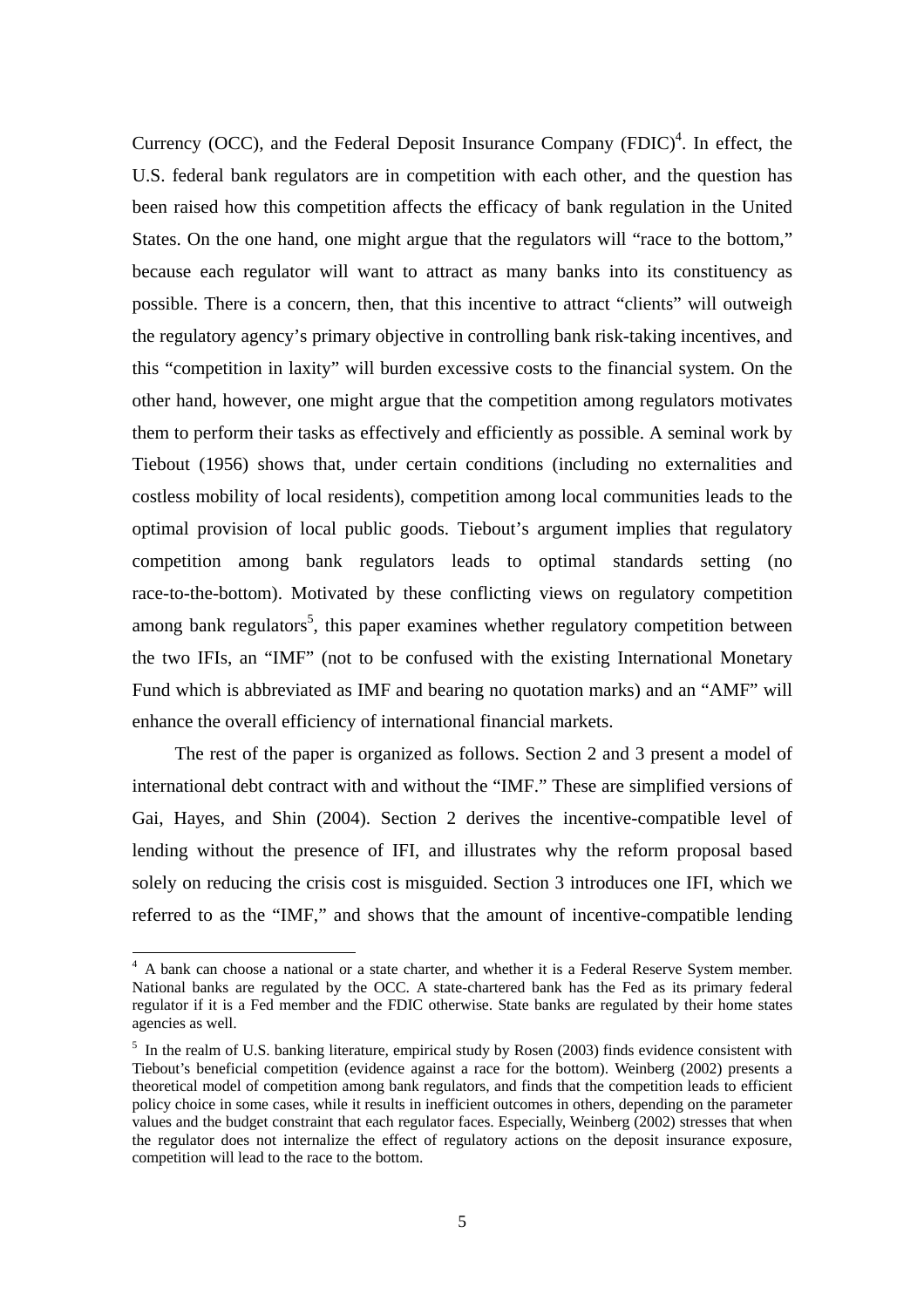Currency (OCC), and the Federal Deposit Insurance Company (FDIC)[4]. In effect, the U.S. federal bank regulators are in competition with each other, and the question has been raised how this competition affects the efficacy of bank regulation in the United States. On the one hand, one might argue that the regulators will "race to the bottom," because each regulator will want to attract as many banks into its constituency as possible. There is a concern, then, that this incentive to attract "clients" will outweigh the regulatory agency's primary objective in controlling bank risk-taking incentives, and this "competition in laxity" will burden excessive costs to the financial system. On the other hand, however, one might argue that the competition among regulators motivates them to perform their tasks as effectively and efficiently as possible. A seminal work by Tiebout (1956) shows that, under certain conditions (including no externalities and costless mobility of local residents), competition among local communities leads to the optimal provision of local public goods. Tiebout's argument implies that regulatory competition among bank regulators leads to optimal standards setting (no race-to-the-bottom). Motivated by these conflicting views on regulatory competition among bank regulators[5], this paper examines whether regulatory competition between the two IFIs, an "IMF" (not to be confused with the existing International Monetary Fund which is abbreviated as IMF and bearing no quotation marks) and an "AMF" will enhance the overall efficiency of international financial markets.

The rest of the paper is organized as follows. Section 2 and 3 present a model of international debt contract with and without the "IMF." These are simplified versions of Gai, Hayes, and Shin (2004). Section 2 derives the incentive-compatible level of lending without the presence of IFI, and illustrates why the reform proposal based solely on reducing the crisis cost is misguided. Section 3 introduces one IFI, which we referred to as the "IMF," and shows that the amount of incentive-compatible lending

---

[4] A bank can choose a national or a state charter, and whether it is a Federal Reserve System member. National banks are regulated by the OCC. A state-chartered bank has the Fed as its primary federal regulator if it is a Fed member and the FDIC otherwise. State banks are regulated by their home states agencies as well.

[5] In the realm of U.S. banking literature, empirical study by Rosen (2003) finds evidence consistent with Tiebout's beneficial competition (evidence against a race for the bottom). Weinberg (2002) presents a theoretical model of competition among bank regulators, and finds that the competition leads to efficient policy choice in some cases, while it results in inefficient outcomes in others, depending on the parameter values and the budget constraint that each regulator faces. Especially, Weinberg (2002) stresses that when the regulator does not internalize the effect of regulatory actions on the deposit insurance exposure, competition will lead to the race to the bottom.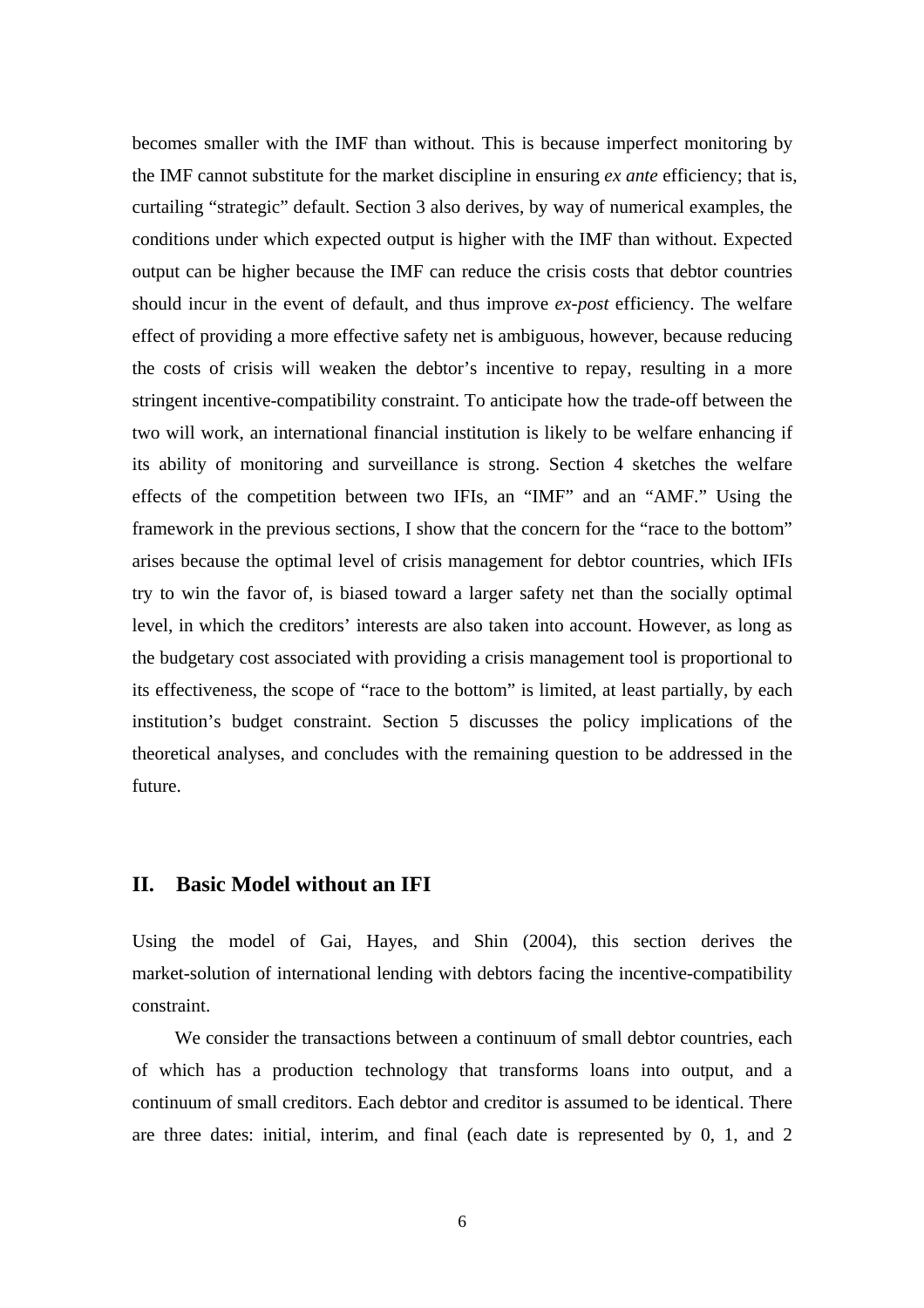becomes smaller with the IMF than without. This is because imperfect monitoring by the IMF cannot substitute for the market discipline in ensuring *ex ante* efficiency; that is, curtailing "strategic" default. Section 3 also derives, by way of numerical examples, the conditions under which expected output is higher with the IMF than without. Expected output can be higher because the IMF can reduce the crisis costs that debtor countries should incur in the event of default, and thus improve *ex-post* efficiency. The welfare effect of providing a more effective safety net is ambiguous, however, because reducing the costs of crisis will weaken the debtor's incentive to repay, resulting in a more stringent incentive-compatibility constraint. To anticipate how the trade-off between the two will work, an international financial institution is likely to be welfare enhancing if its ability of monitoring and surveillance is strong. Section 4 sketches the welfare effects of the competition between two IFIs, an "IMF" and an "AMF." Using the framework in the previous sections, I show that the concern for the "race to the bottom" arises because the optimal level of crisis management for debtor countries, which IFIs try to win the favor of, is biased toward a larger safety net than the socially optimal level, in which the creditors' interests are also taken into account. However, as long as the budgetary cost associated with providing a crisis management tool is proportional to its effectiveness, the scope of "race to the bottom" is limited, at least partially, by each institution's budget constraint. Section 5 discusses the policy implications of the theoretical analyses, and concludes with the remaining question to be addressed in the future.

## II. Basic Model without an IFI

Using the model of Gai, Hayes, and Shin (2004), this section derives the market-solution of international lending with debtors facing the incentive-compatibility constraint.

We consider the transactions between a continuum of small debtor countries, each of which has a production technology that transforms loans into output, and a continuum of small creditors. Each debtor and creditor is assumed to be identical. There are three dates: initial, interim, and final (each date is represented by 0, 1, and 2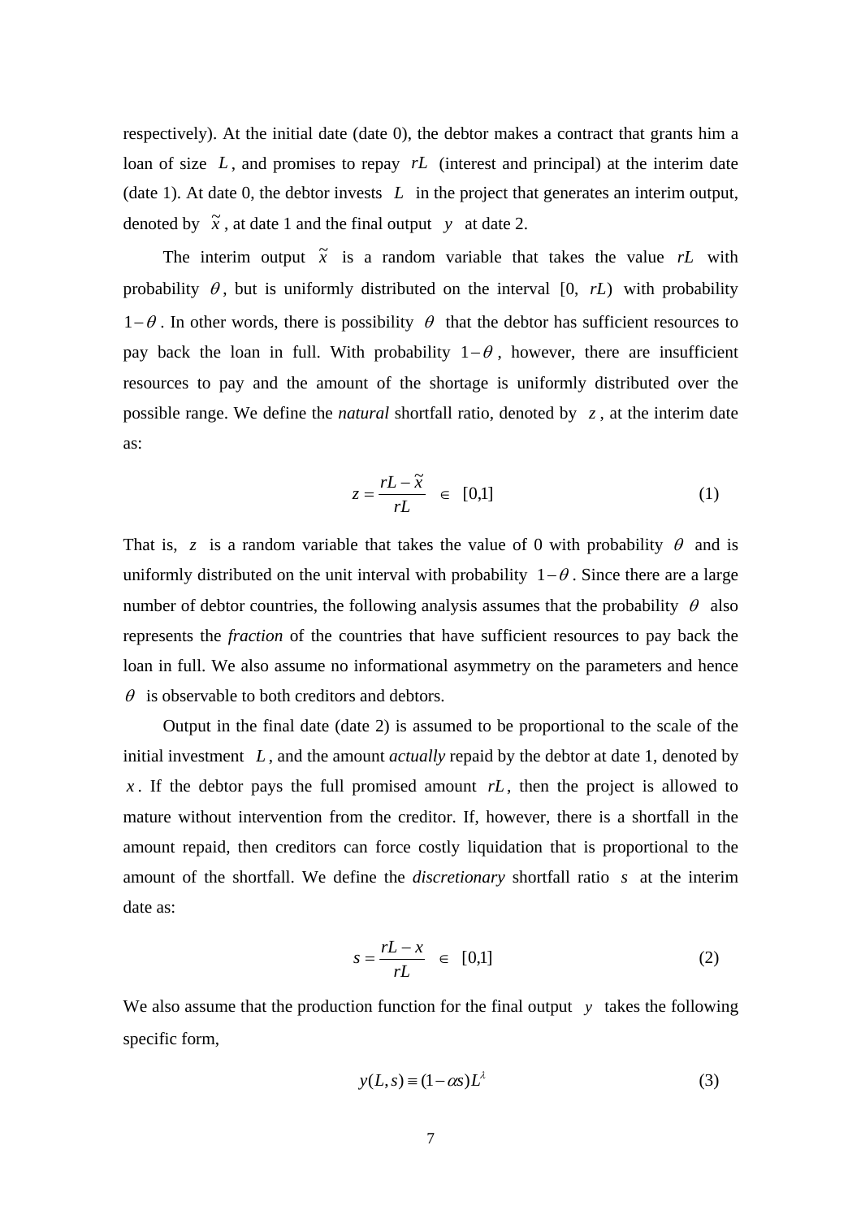respectively). At the initial date (date 0), the debtor makes a contract that grants him a loan of size $L$, and promises to repay $rL$ (interest and principal) at the interim date (date 1). At date 0, the debtor invests $L$ in the project that generates an interim output, denoted by $\tilde{x}$, at date 1 and the final output $y$ at date 2.

The interim output $\tilde{x}$ is a random variable that takes the value $rL$ with probability $\theta$, but is uniformly distributed on the interval $[0, rL)$ with probability $1-\theta$. In other words, there is possibility $\theta$ that the debtor has sufficient resources to pay back the loan in full. With probability $1-\theta$, however, there are insufficient resources to pay and the amount of the shortage is uniformly distributed over the possible range. We define the *natural* shortfall ratio, denoted by $z$, at the interim date as:

$$z = \frac{rL - \tilde{x}}{rL} \quad \in \quad [0,1] \tag{1}$$

That is, $z$ is a random variable that takes the value of 0 with probability $\theta$ and is uniformly distributed on the unit interval with probability $1-\theta$. Since there are a large number of debtor countries, the following analysis assumes that the probability $\theta$ also represents the *fraction* of the countries that have sufficient resources to pay back the loan in full. We also assume no informational asymmetry on the parameters and hence $\theta$ is observable to both creditors and debtors.

Output in the final date (date 2) is assumed to be proportional to the scale of the initial investment $L$, and the amount *actually* repaid by the debtor at date 1, denoted by $x$. If the debtor pays the full promised amount $rL$, then the project is allowed to mature without intervention from the creditor. If, however, there is a shortfall in the amount repaid, then creditors can force costly liquidation that is proportional to the amount of the shortfall. We define the *discretionary* shortfall ratio $s$ at the interim date as:

$$s = \frac{rL - x}{rL} \quad \in \quad [0,1] \tag{2}$$

We also assume that the production function for the final output $y$ takes the following specific form,

$$y(L,s) \equiv (1-\alpha s)L^{\lambda} \tag{3}$$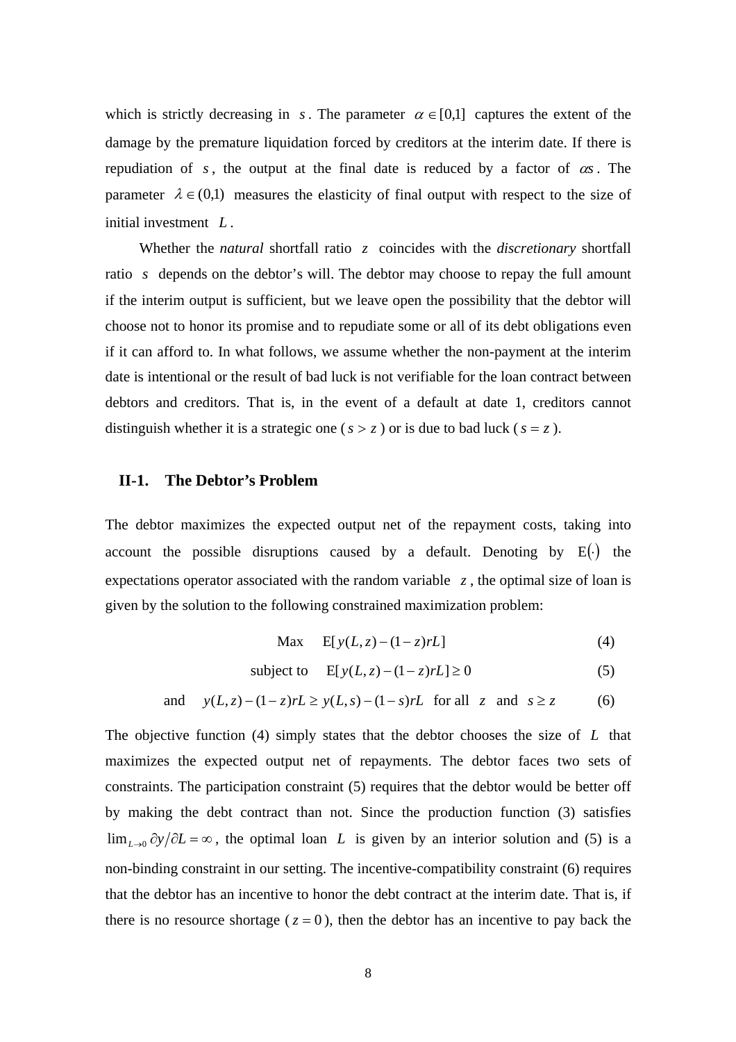which is strictly decreasing in $s$. The parameter $\alpha \in [0,1]$ captures the extent of the damage by the premature liquidation forced by creditors at the interim date. If there is repudiation of $s$, the output at the final date is reduced by a factor of $\alpha s$. The parameter $\lambda \in (0,1)$ measures the elasticity of final output with respect to the size of initial investment $L$.

Whether the *natural* shortfall ratio $z$ coincides with the *discretionary* shortfall ratio $s$ depends on the debtor's will. The debtor may choose to repay the full amount if the interim output is sufficient, but we leave open the possibility that the debtor will choose not to honor its promise and to repudiate some or all of its debt obligations even if it can afford to. In what follows, we assume whether the non-payment at the interim date is intentional or the result of bad luck is not verifiable for the loan contract between debtors and creditors. That is, in the event of a default at date 1, creditors cannot distinguish whether it is a strategic one ($s > z$) or is due to bad luck ($s = z$).

### II-1. The Debtor's Problem

The debtor maximizes the expected output net of the repayment costs, taking into account the possible disruptions caused by a default. Denoting by $\mathrm{E}(\cdot)$ the expectations operator associated with the random variable $z$, the optimal size of loan is given by the solution to the following constrained maximization problem:

$$\text{Max} \quad \mathrm{E}[y(L,z) - (1-z)rL] \tag{4}$$

$$\text{subject to} \quad \mathrm{E}[y(L,z) - (1-z)rL] \geq 0 \tag{5}$$

$$\text{and} \quad y(L,z) - (1-z)rL \geq y(L,s) - (1-s)rL \quad \text{for all } z \text{ and } s \geq z \tag{6}$$

The objective function (4) simply states that the debtor chooses the size of $L$ that maximizes the expected output net of repayments. The debtor faces two sets of constraints. The participation constraint (5) requires that the debtor would be better off by making the debt contract than not. Since the production function (3) satisfies $\lim_{L \to 0} \partial y / \partial L = \infty$, the optimal loan $L$ is given by an interior solution and (5) is a non-binding constraint in our setting. The incentive-compatibility constraint (6) requires that the debtor has an incentive to honor the debt contract at the interim date. That is, if there is no resource shortage ($z = 0$), then the debtor has an incentive to pay back the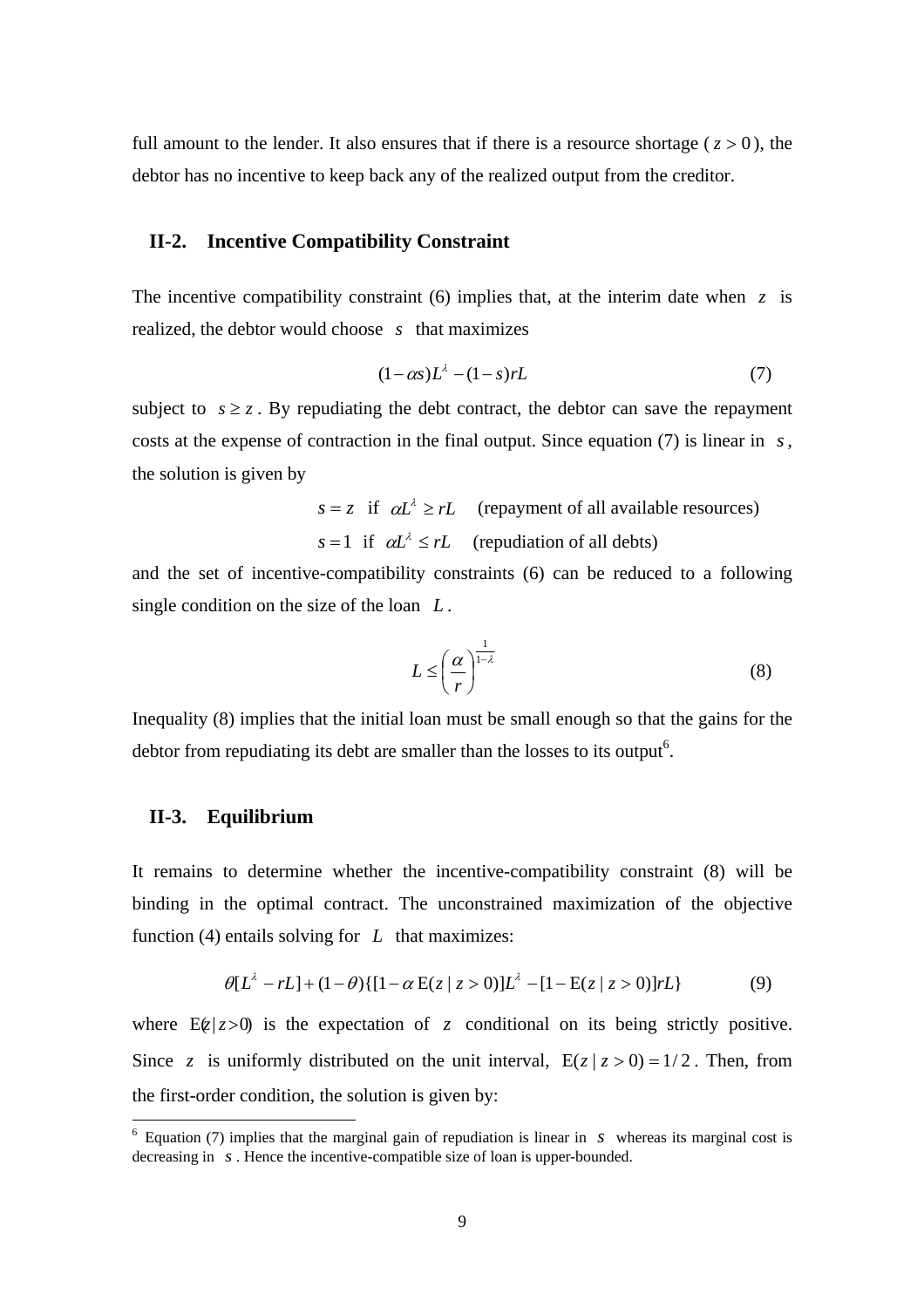full amount to the lender. It also ensures that if there is a resource shortage ( $z > 0$ ), the debtor has no incentive to keep back any of the realized output from the creditor.

## II-2. Incentive Compatibility Constraint

The incentive compatibility constraint (6) implies that, at the interim date when $z$ is realized, the debtor would choose $s$ that maximizes

$$(1-\alpha s)L^{\lambda} - (1-s)rL \tag{7}$$

subject to $s \geq z$. By repudiating the debt contract, the debtor can save the repayment costs at the expense of contraction in the final output. Since equation (7) is linear in $s$, the solution is given by

$$s = z \quad \text{if} \quad \alpha L^{\lambda} \geq rL \quad \text{(repayment of all available resources)}$$

$$s = 1 \quad \text{if} \quad \alpha L^{\lambda} \leq rL \quad \text{(repudiation of all debts)}$$

and the set of incentive-compatibility constraints (6) can be reduced to a following single condition on the size of the loan $L$.

$$L \leq \left(\frac{\alpha}{r}\right)^{\frac{1}{1-\lambda}} \tag{8}$$

Inequality (8) implies that the initial loan must be small enough so that the gains for the debtor from repudiating its debt are smaller than the losses to its output[6].

## II-3. Equilibrium

It remains to determine whether the incentive-compatibility constraint (8) will be binding in the optimal contract. The unconstrained maximization of the objective function (4) entails solving for $L$ that maximizes:

$$\theta[L^{\lambda} - rL] + (1-\theta)\{[1-\alpha\,\mathrm{E}(z \mid z > 0)]L^{\lambda} - [1-\mathrm{E}(z \mid z > 0)]rL\} \tag{9}$$

where $\mathrm{E}(z \mid z > 0)$ is the expectation of $z$ conditional on its being strictly positive. Since $z$ is uniformly distributed on the unit interval, $\mathrm{E}(z \mid z > 0) = 1/2$. Then, from the first-order condition, the solution is given by:

---

[6] Equation (7) implies that the marginal gain of repudiation is linear in $s$ whereas its marginal cost is decreasing in $s$. Hence the incentive-compatible size of loan is upper-bounded.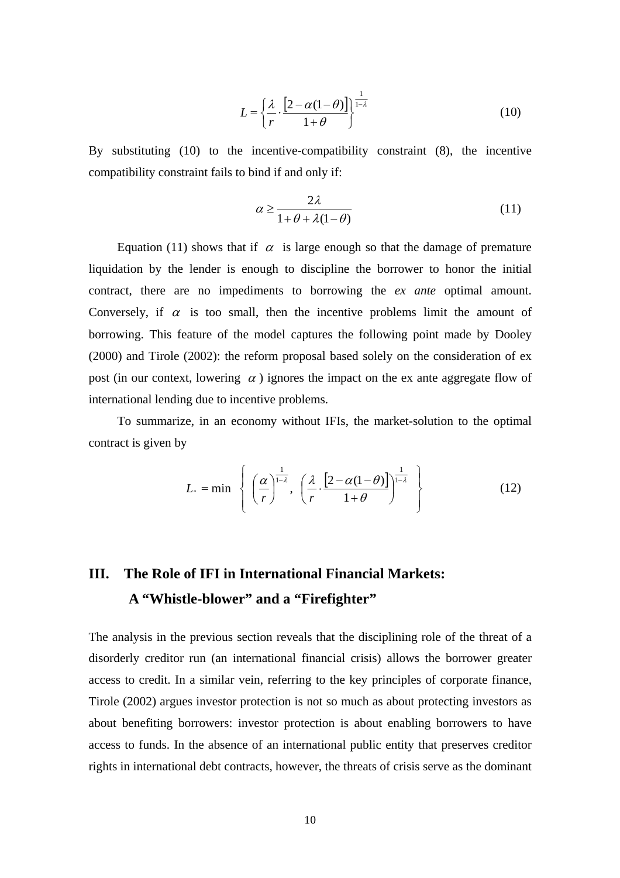$$L = \left\{ \frac{\lambda}{r} \cdot \frac{[2 - \alpha(1-\theta)]}{1+\theta} \right\}^{\frac{1}{1-\lambda}} \tag{10}$$

By substituting (10) to the incentive-compatibility constraint (8), the incentive compatibility constraint fails to bind if and only if:

$$\alpha \geq \frac{2\lambda}{1+\theta+\lambda(1-\theta)} \tag{11}$$

Equation (11) shows that if $\alpha$ is large enough so that the damage of premature liquidation by the lender is enough to discipline the borrower to honor the initial contract, there are no impediments to borrowing the *ex ante* optimal amount. Conversely, if $\alpha$ is too small, then the incentive problems limit the amount of borrowing. This feature of the model captures the following point made by Dooley (2000) and Tirole (2002): the reform proposal based solely on the consideration of ex post (in our context, lowering $\alpha$) ignores the impact on the ex ante aggregate flow of international lending due to incentive problems.

To summarize, in an economy without IFIs, the market-solution to the optimal contract is given by

$$L_{*} = \min \left\{ \left(\frac{\alpha}{r}\right)^{\frac{1}{1-\lambda}}, \left(\frac{\lambda}{r} \cdot \frac{[2-\alpha(1-\theta)]}{1+\theta}\right)^{\frac{1}{1-\lambda}} \right\} \tag{12}$$

## III. The Role of IFI in International Financial Markets: A "Whistle-blower" and a "Firefighter"

The analysis in the previous section reveals that the disciplining role of the threat of a disorderly creditor run (an international financial crisis) allows the borrower greater access to credit. In a similar vein, referring to the key principles of corporate finance, Tirole (2002) argues investor protection is not so much as about protecting investors as about benefiting borrowers: investor protection is about enabling borrowers to have access to funds. In the absence of an international public entity that preserves creditor rights in international debt contracts, however, the threats of crisis serve as the dominant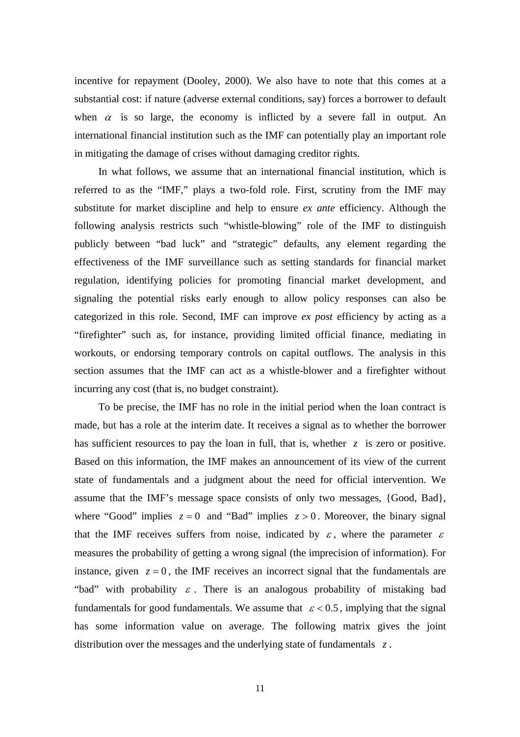incentive for repayment (Dooley, 2000). We also have to note that this comes at a substantial cost: if nature (adverse external conditions, say) forces a borrower to default when $\alpha$ is so large, the economy is inflicted by a severe fall in output. An international financial institution such as the IMF can potentially play an important role in mitigating the damage of crises without damaging creditor rights.

In what follows, we assume that an international financial institution, which is referred to as the "IMF," plays a two-fold role. First, scrutiny from the IMF may substitute for market discipline and help to ensure *ex ante* efficiency. Although the following analysis restricts such "whistle-blowing" role of the IMF to distinguish publicly between "bad luck" and "strategic" defaults, any element regarding the effectiveness of the IMF surveillance such as setting standards for financial market regulation, identifying policies for promoting financial market development, and signaling the potential risks early enough to allow policy responses can also be categorized in this role. Second, IMF can improve *ex post* efficiency by acting as a "firefighter" such as, for instance, providing limited official finance, mediating in workouts, or endorsing temporary controls on capital outflows. The analysis in this section assumes that the IMF can act as a whistle-blower and a firefighter without incurring any cost (that is, no budget constraint).

To be precise, the IMF has no role in the initial period when the loan contract is made, but has a role at the interim date. It receives a signal as to whether the borrower has sufficient resources to pay the loan in full, that is, whether $z$ is zero or positive. Based on this information, the IMF makes an announcement of its view of the current state of fundamentals and a judgment about the need for official intervention. We assume that the IMF's message space consists of only two messages, {Good, Bad}, where "Good" implies $z = 0$ and "Bad" implies $z > 0$. Moreover, the binary signal that the IMF receives suffers from noise, indicated by $\varepsilon$, where the parameter $\varepsilon$ measures the probability of getting a wrong signal (the imprecision of information). For instance, given $z = 0$, the IMF receives an incorrect signal that the fundamentals are "bad" with probability $\varepsilon$. There is an analogous probability of mistaking bad fundamentals for good fundamentals. We assume that $\varepsilon < 0.5$, implying that the signal has some information value on average. The following matrix gives the joint distribution over the messages and the underlying state of fundamentals $z$.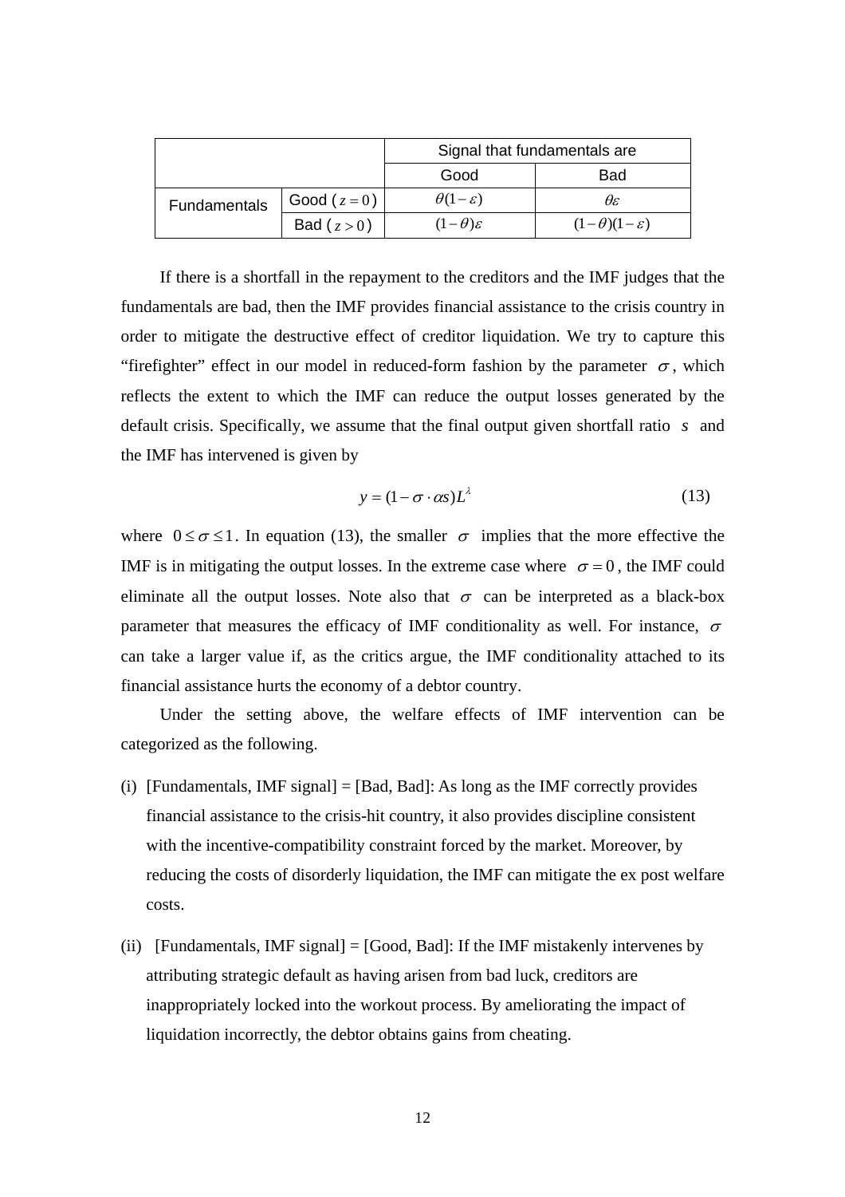| | | Signal that fundamentals are | |
|---|---|---|---|
| | | Good | Bad |
| Fundamentals | Good ( $z=0$ ) | $\theta(1-\varepsilon)$ | $\theta\varepsilon$ |
| | Bad ( $z>0$ ) | $(1-\theta)\varepsilon$ | $(1-\theta)(1-\varepsilon)$ |

If there is a shortfall in the repayment to the creditors and the IMF judges that the fundamentals are bad, then the IMF provides financial assistance to the crisis country in order to mitigate the destructive effect of creditor liquidation. We try to capture this “firefighter” effect in our model in reduced-form fashion by the parameter $\sigma$, which reflects the extent to which the IMF can reduce the output losses generated by the default crisis. Specifically, we assume that the final output given shortfall ratio $s$ and the IMF has intervened is given by

$$y = (1-\sigma\cdot\alpha s)L^{\lambda} \tag{13}$$

where $0 \le \sigma \le 1$. In equation (13), the smaller $\sigma$ implies that the more effective the IMF is in mitigating the output losses. In the extreme case where $\sigma = 0$, the IMF could eliminate all the output losses. Note also that $\sigma$ can be interpreted as a black-box parameter that measures the efficacy of IMF conditionality as well. For instance, $\sigma$ can take a larger value if, as the critics argue, the IMF conditionality attached to its financial assistance hurts the economy of a debtor country.

Under the setting above, the welfare effects of IMF intervention can be categorized as the following.

(i) [Fundamentals, IMF signal] = [Bad, Bad]: As long as the IMF correctly provides financial assistance to the crisis-hit country, it also provides discipline consistent with the incentive-compatibility constraint forced by the market. Moreover, by reducing the costs of disorderly liquidation, the IMF can mitigate the ex post welfare costs.

(ii) [Fundamentals, IMF signal] = [Good, Bad]: If the IMF mistakenly intervenes by attributing strategic default as having arisen from bad luck, creditors are inappropriately locked into the workout process. By ameliorating the impact of liquidation incorrectly, the debtor obtains gains from cheating.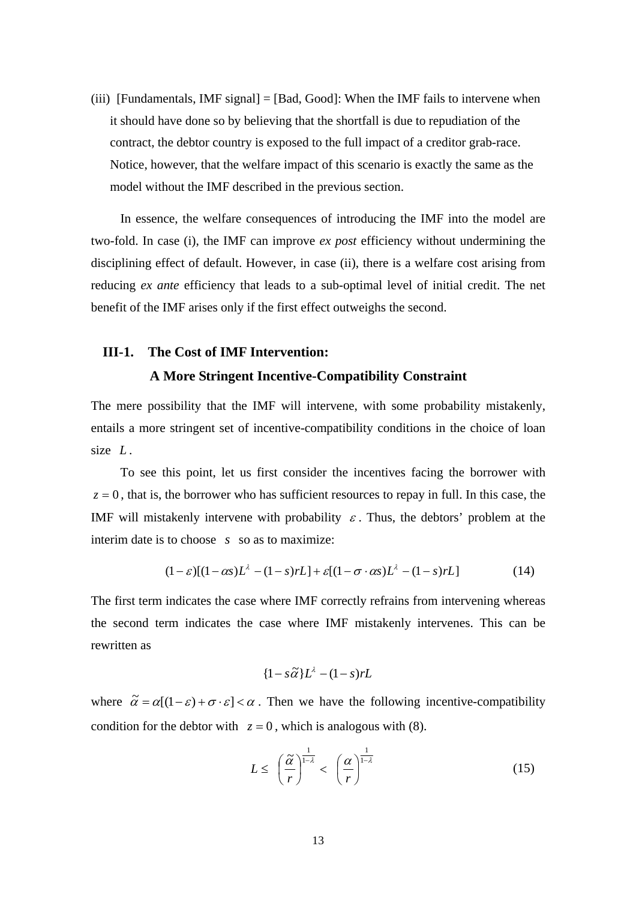(iii) [Fundamentals, IMF signal] = [Bad, Good]: When the IMF fails to intervene when it should have done so by believing that the shortfall is due to repudiation of the contract, the debtor country is exposed to the full impact of a creditor grab-race. Notice, however, that the welfare impact of this scenario is exactly the same as the model without the IMF described in the previous section.

In essence, the welfare consequences of introducing the IMF into the model are two-fold. In case (i), the IMF can improve *ex post* efficiency without undermining the disciplining effect of default. However, in case (ii), there is a welfare cost arising from reducing *ex ante* efficiency that leads to a sub-optimal level of initial credit. The net benefit of the IMF arises only if the first effect outweighs the second.

### III-1. The Cost of IMF Intervention: A More Stringent Incentive-Compatibility Constraint

The mere possibility that the IMF will intervene, with some probability mistakenly, entails a more stringent set of incentive-compatibility conditions in the choice of loan size $L$.

To see this point, let us first consider the incentives facing the borrower with $z = 0$, that is, the borrower who has sufficient resources to repay in full. In this case, the IMF will mistakenly intervene with probability $\varepsilon$. Thus, the debtors' problem at the interim date is to choose $s$ so as to maximize:

$$(1-\varepsilon)[(1-\alpha s)L^{\lambda} - (1-s)rL] + \varepsilon[(1-\sigma \cdot \alpha s)L^{\lambda} - (1-s)rL] \tag{14}$$

The first term indicates the case where IMF correctly refrains from intervening whereas the second term indicates the case where IMF mistakenly intervenes. This can be rewritten as

$$\{1 - s\tilde{\alpha}\}L^{\lambda} - (1-s)rL$$

where $\tilde{\alpha} = \alpha[(1-\varepsilon) + \sigma \cdot \varepsilon] < \alpha$. Then we have the following incentive-compatibility condition for the debtor with $z = 0$, which is analogous with (8).

$$L \leq \left(\frac{\tilde{\alpha}}{r}\right)^{\frac{1}{1-\lambda}} < \left(\frac{\alpha}{r}\right)^{\frac{1}{1-\lambda}} \tag{15}$$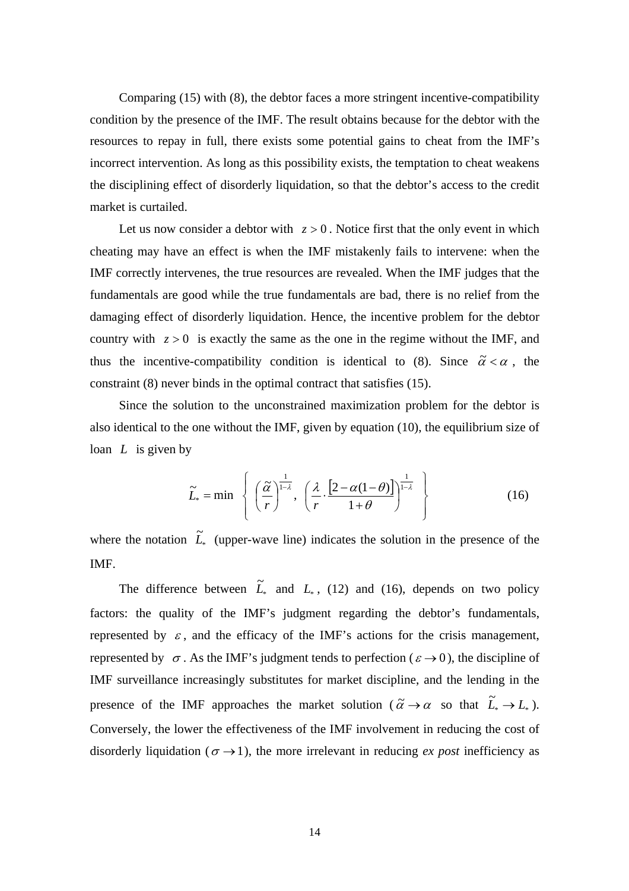Comparing (15) with (8), the debtor faces a more stringent incentive-compatibility condition by the presence of the IMF. The result obtains because for the debtor with the resources to repay in full, there exists some potential gains to cheat from the IMF's incorrect intervention. As long as this possibility exists, the temptation to cheat weakens the disciplining effect of disorderly liquidation, so that the debtor's access to the credit market is curtailed.

Let us now consider a debtor with $z > 0$. Notice first that the only event in which cheating may have an effect is when the IMF mistakenly fails to intervene: when the IMF correctly intervenes, the true resources are revealed. When the IMF judges that the fundamentals are good while the true fundamentals are bad, there is no relief from the damaging effect of disorderly liquidation. Hence, the incentive problem for the debtor country with $z > 0$ is exactly the same as the one in the regime without the IMF, and thus the incentive-compatibility condition is identical to (8). Since $\tilde{\alpha} < \alpha$, the constraint (8) never binds in the optimal contract that satisfies (15).

Since the solution to the unconstrained maximization problem for the debtor is also identical to the one without the IMF, given by equation (10), the equilibrium size of loan $L$ is given by

$$\tilde{L}_* = \min \left\{ \left(\frac{\tilde{\alpha}}{r}\right)^{\frac{1}{1-\lambda}}, \left(\frac{\lambda}{r} \cdot \frac{[2-\alpha(1-\theta)]}{1+\theta}\right)^{\frac{1}{1-\lambda}} \right\} \tag{16}$$

where the notation $\tilde{L}_*$ (upper-wave line) indicates the solution in the presence of the IMF.

The difference between $\tilde{L}_*$ and $L_*$, (12) and (16), depends on two policy factors: the quality of the IMF's judgment regarding the debtor's fundamentals, represented by $\varepsilon$, and the efficacy of the IMF's actions for the crisis management, represented by $\sigma$. As the IMF's judgment tends to perfection ($\varepsilon \to 0$), the discipline of IMF surveillance increasingly substitutes for market discipline, and the lending in the presence of the IMF approaches the market solution ($\tilde{\alpha} \to \alpha$ so that $\tilde{L}_* \to L_*$). Conversely, the lower the effectiveness of the IMF involvement in reducing the cost of disorderly liquidation ($\sigma \to 1$), the more irrelevant in reducing *ex post* inefficiency as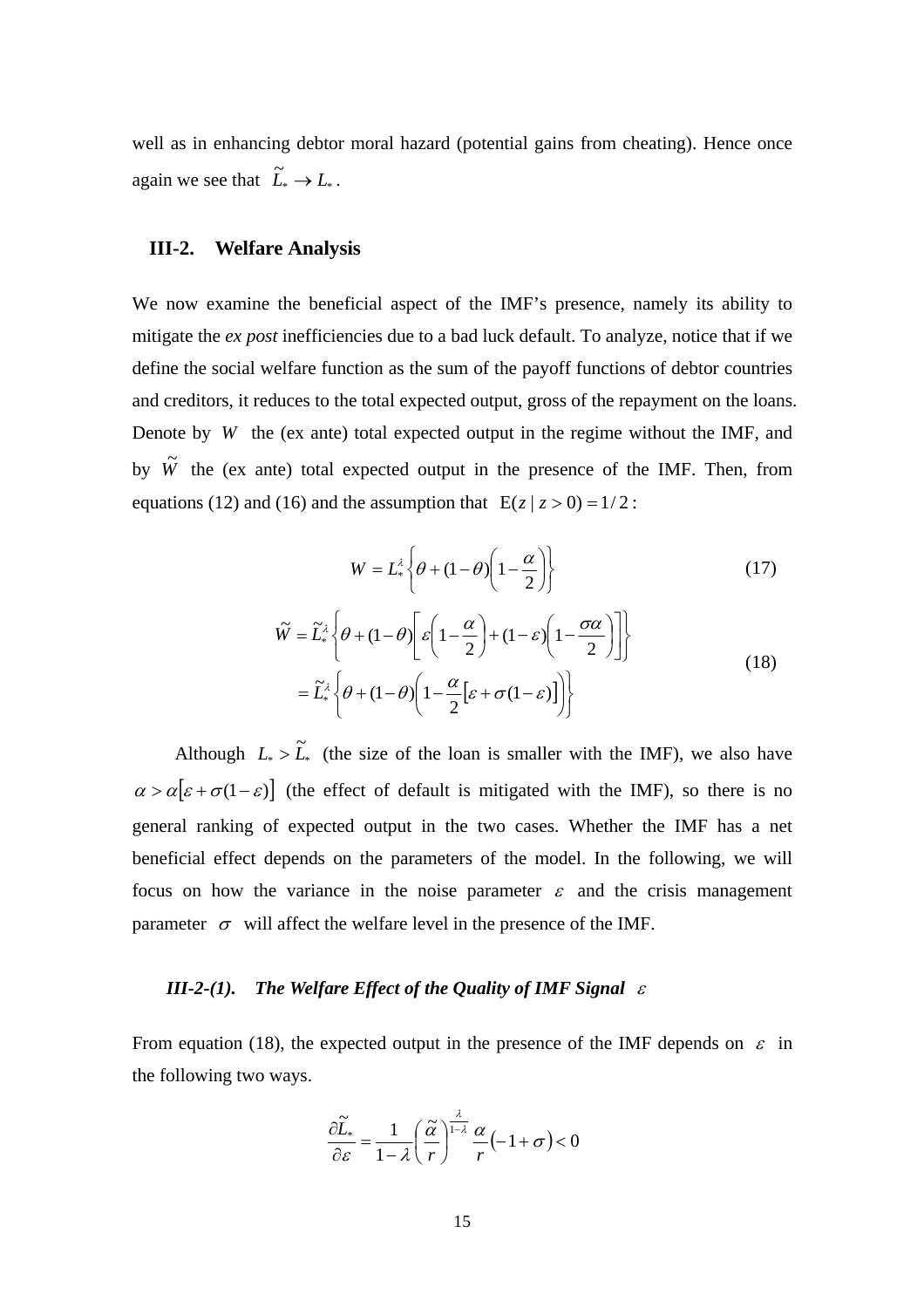well as in enhancing debtor moral hazard (potential gains from cheating). Hence once again we see that $\tilde{L}_* \to L_*$.

## III-2. Welfare Analysis

We now examine the beneficial aspect of the IMF's presence, namely its ability to mitigate the *ex post* inefficiencies due to a bad luck default. To analyze, notice that if we define the social welfare function as the sum of the payoff functions of debtor countries and creditors, it reduces to the total expected output, gross of the repayment on the loans. Denote by $W$ the (ex ante) total expected output in the regime without the IMF, and by $\tilde{W}$ the (ex ante) total expected output in the presence of the IMF. Then, from equations (12) and (16) and the assumption that $\mathrm{E}(z \mid z > 0) = 1/2$:

$$W = L_*^{\lambda}\left\{\theta + (1-\theta)\left(1 - \frac{\alpha}{2}\right)\right\} \tag{17}$$

$$\begin{aligned}\tilde{W} &= \tilde{L}_*^{\lambda}\left\{\theta + (1-\theta)\left[\varepsilon\left(1-\frac{\alpha}{2}\right) + (1-\varepsilon)\left(1 - \frac{\sigma\alpha}{2}\right)\right]\right\} \\ &= \tilde{L}_*^{\lambda}\left\{\theta + (1-\theta)\left(1 - \frac{\alpha}{2}\left[\varepsilon + \sigma(1-\varepsilon)\right]\right)\right\}\end{aligned} \tag{18}$$

Although $L_* > \tilde{L}_*$ (the size of the loan is smaller with the IMF), we also have $\alpha > \alpha\left[\varepsilon + \sigma(1-\varepsilon)\right]$ (the effect of default is mitigated with the IMF), so there is no general ranking of expected output in the two cases. Whether the IMF has a net beneficial effect depends on the parameters of the model. In the following, we will focus on how the variance in the noise parameter $\varepsilon$ and the crisis management parameter $\sigma$ will affect the welfare level in the presence of the IMF.

### *III-2-(1). The Welfare Effect of the Quality of IMF Signal $\varepsilon$*

From equation (18), the expected output in the presence of the IMF depends on $\varepsilon$ in the following two ways.

$$\frac{\partial \tilde{L}_*}{\partial \varepsilon} = \frac{1}{1-\lambda}\left(\frac{\tilde{\alpha}}{r}\right)^{\frac{\lambda}{1-\lambda}} \frac{\alpha}{r}\left(-1+\sigma\right) < 0$$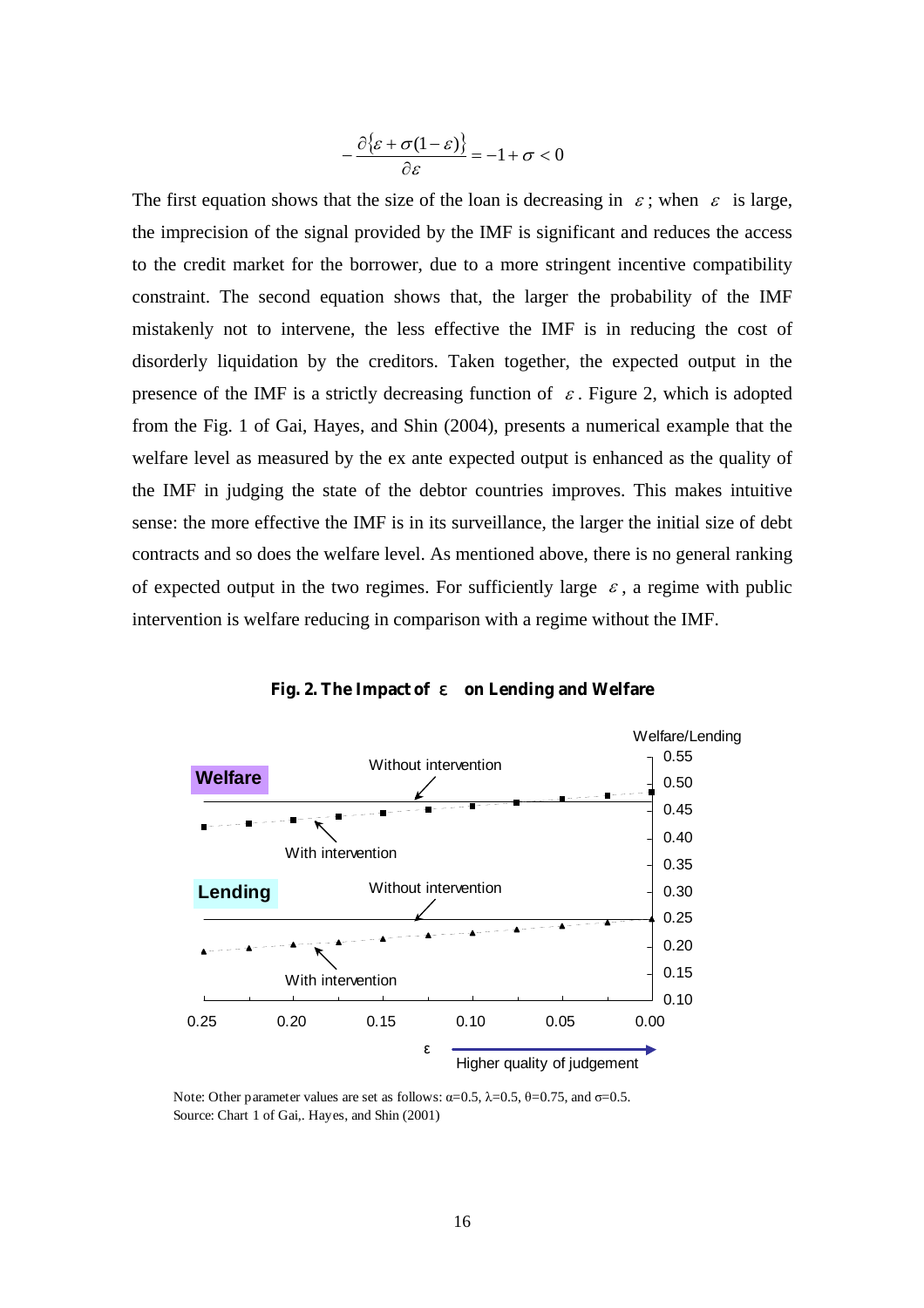$$-\frac{\partial\{\varepsilon+\sigma(1-\varepsilon)\}}{\partial\varepsilon}=-1+\sigma<0$$

The first equation shows that the size of the loan is decreasing in $\varepsilon$; when $\varepsilon$ is large, the imprecision of the signal provided by the IMF is significant and reduces the access to the credit market for the borrower, due to a more stringent incentive compatibility constraint. The second equation shows that, the larger the probability of the IMF mistakenly not to intervene, the less effective the IMF is in reducing the cost of disorderly liquidation by the creditors. Taken together, the expected output in the presence of the IMF is a strictly decreasing function of $\varepsilon$. Figure 2, which is adopted from the Fig. 1 of Gai, Hayes, and Shin (2004), presents a numerical example that the welfare level as measured by the ex ante expected output is enhanced as the quality of the IMF in judging the state of the debtor countries improves. This makes intuitive sense: the more effective the IMF is in its surveillance, the larger the initial size of debt contracts and so does the welfare level. As mentioned above, there is no general ranking of expected output in the two regimes. For sufficiently large $\varepsilon$, a regime with public intervention is welfare reducing in comparison with a regime without the IMF.

**Fig. 2. The Impact of $\varepsilon$ on Lending and Welfare**

Note: Other parameter values are set as follows: $\alpha$=0.5, $\lambda$=0.5, $\theta$=0.75, and $\sigma$=0.5.
Source: Chart 1 of Gai,. Hayes, and Shin (2001)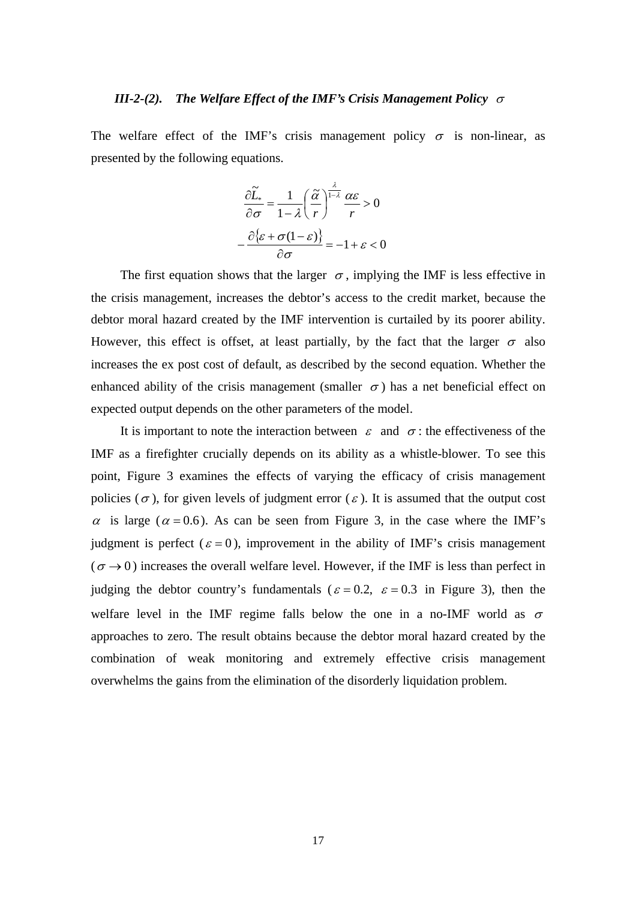### *III-2-(2). The Welfare Effect of the IMF's Crisis Management Policy* $\sigma$

The welfare effect of the IMF's crisis management policy $\sigma$ is non-linear, as presented by the following equations.

$$\frac{\partial \tilde{L}_*}{\partial \sigma} = \frac{1}{1-\lambda}\left(\frac{\tilde{\alpha}}{r}\right)^{\frac{\lambda}{1-\lambda}} \frac{\alpha\varepsilon}{r} > 0$$

$$-\frac{\partial\{\varepsilon + \sigma(1-\varepsilon)\}}{\partial \sigma} = -1 + \varepsilon < 0$$

The first equation shows that the larger $\sigma$, implying the IMF is less effective in the crisis management, increases the debtor's access to the credit market, because the debtor moral hazard created by the IMF intervention is curtailed by its poorer ability. However, this effect is offset, at least partially, by the fact that the larger $\sigma$ also increases the ex post cost of default, as described by the second equation. Whether the enhanced ability of the crisis management (smaller $\sigma$) has a net beneficial effect on expected output depends on the other parameters of the model.

It is important to note the interaction between $\varepsilon$ and $\sigma$: the effectiveness of the IMF as a firefighter crucially depends on its ability as a whistle-blower. To see this point, Figure 3 examines the effects of varying the efficacy of crisis management policies ($\sigma$), for given levels of judgment error ($\varepsilon$). It is assumed that the output cost $\alpha$ is large ($\alpha = 0.6$). As can be seen from Figure 3, in the case where the IMF's judgment is perfect ($\varepsilon = 0$), improvement in the ability of IMF's crisis management ($\sigma \to 0$) increases the overall welfare level. However, if the IMF is less than perfect in judging the debtor country's fundamentals ($\varepsilon = 0.2$, $\varepsilon = 0.3$ in Figure 3), then the welfare level in the IMF regime falls below the one in a no-IMF world as $\sigma$ approaches to zero. The result obtains because the debtor moral hazard created by the combination of weak monitoring and extremely effective crisis management overwhelms the gains from the elimination of the disorderly liquidation problem.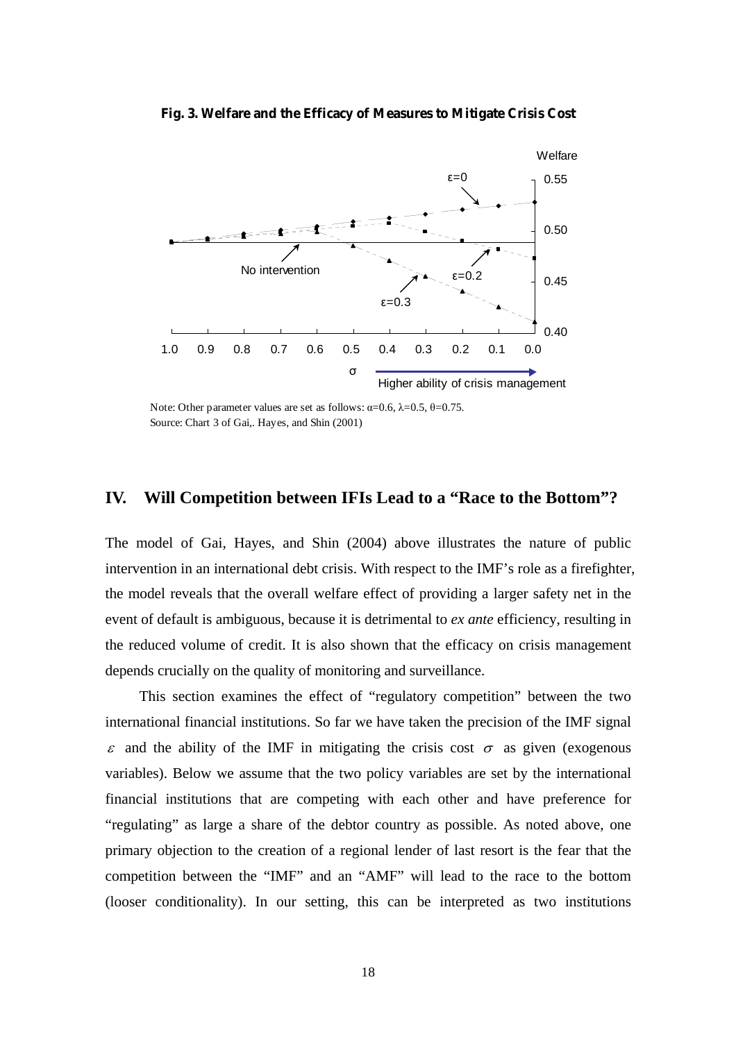**Fig. 3. Welfare and the Efficacy of Measures to Mitigate Crisis Cost**

Note: Other parameter values are set as follows: $\alpha$=0.6, $\lambda$=0.5, $\theta$=0.75.
Source: Chart 3 of Gai,. Hayes, and Shin (2001)

## IV. Will Competition between IFIs Lead to a "Race to the Bottom"?

The model of Gai, Hayes, and Shin (2004) above illustrates the nature of public intervention in an international debt crisis. With respect to the IMF's role as a firefighter, the model reveals that the overall welfare effect of providing a larger safety net in the event of default is ambiguous, because it is detrimental to *ex ante* efficiency, resulting in the reduced volume of credit. It is also shown that the efficacy on crisis management depends crucially on the quality of monitoring and surveillance.

This section examines the effect of "regulatory competition" between the two international financial institutions. So far we have taken the precision of the IMF signal $\varepsilon$ and the ability of the IMF in mitigating the crisis cost $\sigma$ as given (exogenous variables). Below we assume that the two policy variables are set by the international financial institutions that are competing with each other and have preference for "regulating" as large a share of the debtor country as possible. As noted above, one primary objection to the creation of a regional lender of last resort is the fear that the competition between the "IMF" and an "AMF" will lead to the race to the bottom (looser conditionality). In our setting, this can be interpreted as two institutions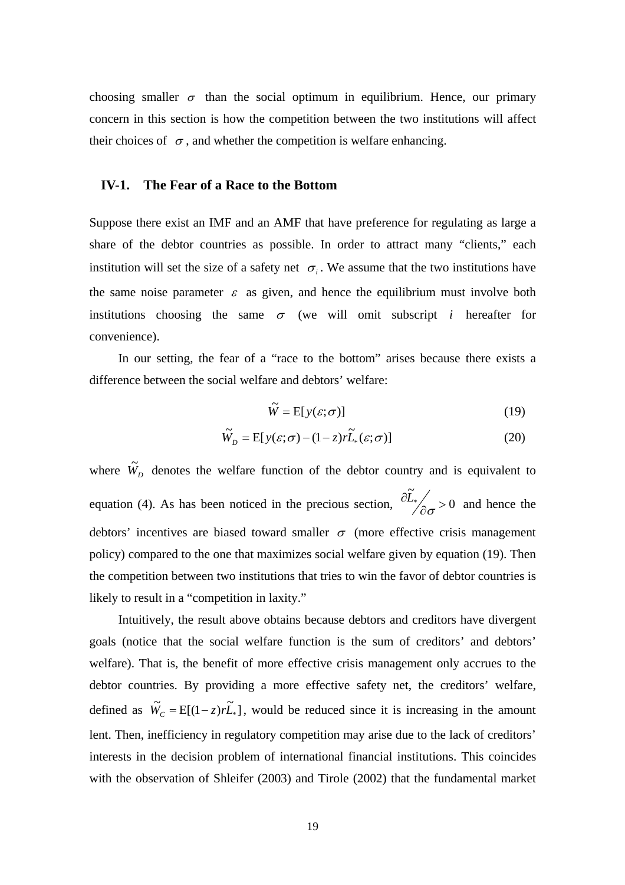choosing smaller $\sigma$ than the social optimum in equilibrium. Hence, our primary concern in this section is how the competition between the two institutions will affect their choices of $\sigma$, and whether the competition is welfare enhancing.

## IV-1. The Fear of a Race to the Bottom

Suppose there exist an IMF and an AMF that have preference for regulating as large a share of the debtor countries as possible. In order to attract many "clients," each institution will set the size of a safety net $\sigma_i$. We assume that the two institutions have the same noise parameter $\varepsilon$ as given, and hence the equilibrium must involve both institutions choosing the same $\sigma$ (we will omit subscript $i$ hereafter for convenience).

In our setting, the fear of a "race to the bottom" arises because there exists a difference between the social welfare and debtors' welfare:

$$\tilde{W} = \mathrm{E}[y(\varepsilon;\sigma)] \tag{19}$$

$$\tilde{W}_D = \mathrm{E}[y(\varepsilon;\sigma) - (1-z)r\tilde{L}_*(\varepsilon;\sigma)] \tag{20}$$

where $\tilde{W}_D$ denotes the welfare function of the debtor country and is equivalent to equation (4). As has been noticed in the precious section, $\partial \tilde{L}_* / \partial \sigma > 0$ and hence the debtors' incentives are biased toward smaller $\sigma$ (more effective crisis management policy) compared to the one that maximizes social welfare given by equation (19). Then the competition between two institutions that tries to win the favor of debtor countries is likely to result in a "competition in laxity."

Intuitively, the result above obtains because debtors and creditors have divergent goals (notice that the social welfare function is the sum of creditors' and debtors' welfare). That is, the benefit of more effective crisis management only accrues to the debtor countries. By providing a more effective safety net, the creditors' welfare, defined as $\tilde{W}_C = \mathrm{E}[(1-z)r\tilde{L}_*]$, would be reduced since it is increasing in the amount lent. Then, inefficiency in regulatory competition may arise due to the lack of creditors' interests in the decision problem of international financial institutions. This coincides with the observation of Shleifer (2003) and Tirole (2002) that the fundamental market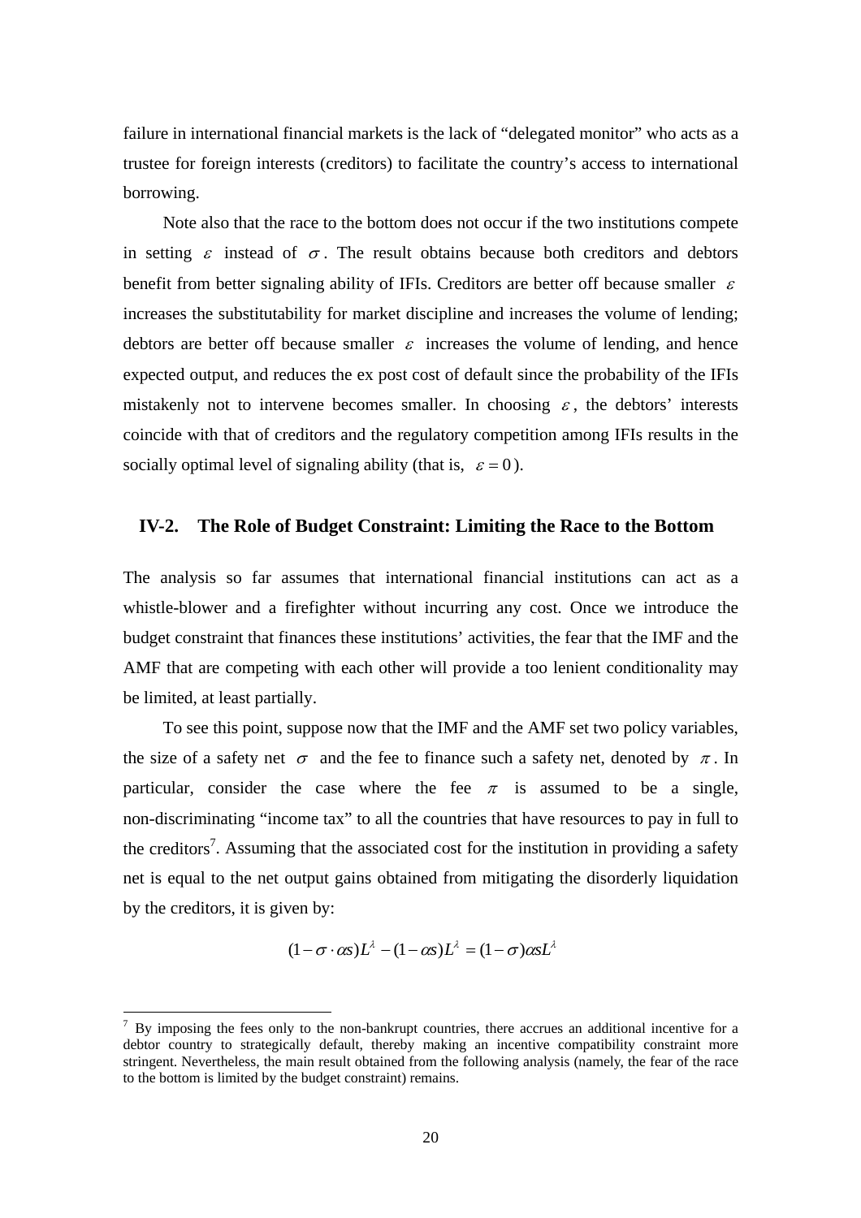failure in international financial markets is the lack of "delegated monitor" who acts as a trustee for foreign interests (creditors) to facilitate the country's access to international borrowing.

Note also that the race to the bottom does not occur if the two institutions compete in setting $\varepsilon$ instead of $\sigma$. The result obtains because both creditors and debtors benefit from better signaling ability of IFIs. Creditors are better off because smaller $\varepsilon$ increases the substitutability for market discipline and increases the volume of lending; debtors are better off because smaller $\varepsilon$ increases the volume of lending, and hence expected output, and reduces the ex post cost of default since the probability of the IFIs mistakenly not to intervene becomes smaller. In choosing $\varepsilon$, the debtors' interests coincide with that of creditors and the regulatory competition among IFIs results in the socially optimal level of signaling ability (that is, $\varepsilon = 0$).

### IV-2. The Role of Budget Constraint: Limiting the Race to the Bottom

The analysis so far assumes that international financial institutions can act as a whistle-blower and a firefighter without incurring any cost. Once we introduce the budget constraint that finances these institutions' activities, the fear that the IMF and the AMF that are competing with each other will provide a too lenient conditionality may be limited, at least partially.

To see this point, suppose now that the IMF and the AMF set two policy variables, the size of a safety net $\sigma$ and the fee to finance such a safety net, denoted by $\pi$. In particular, consider the case where the fee $\pi$ is assumed to be a single, non-discriminating "income tax" to all the countries that have resources to pay in full to the creditors[7]. Assuming that the associated cost for the institution in providing a safety net is equal to the net output gains obtained from mitigating the disorderly liquidation by the creditors, it is given by:

$$(1-\sigma \cdot \alpha s)L^{\lambda} - (1-\alpha s)L^{\lambda} = (1-\sigma)\alpha s L^{\lambda}$$

---

[7] By imposing the fees only to the non-bankrupt countries, there accrues an additional incentive for a debtor country to strategically default, thereby making an incentive compatibility constraint more stringent. Nevertheless, the main result obtained from the following analysis (namely, the fear of the race to the bottom is limited by the budget constraint) remains.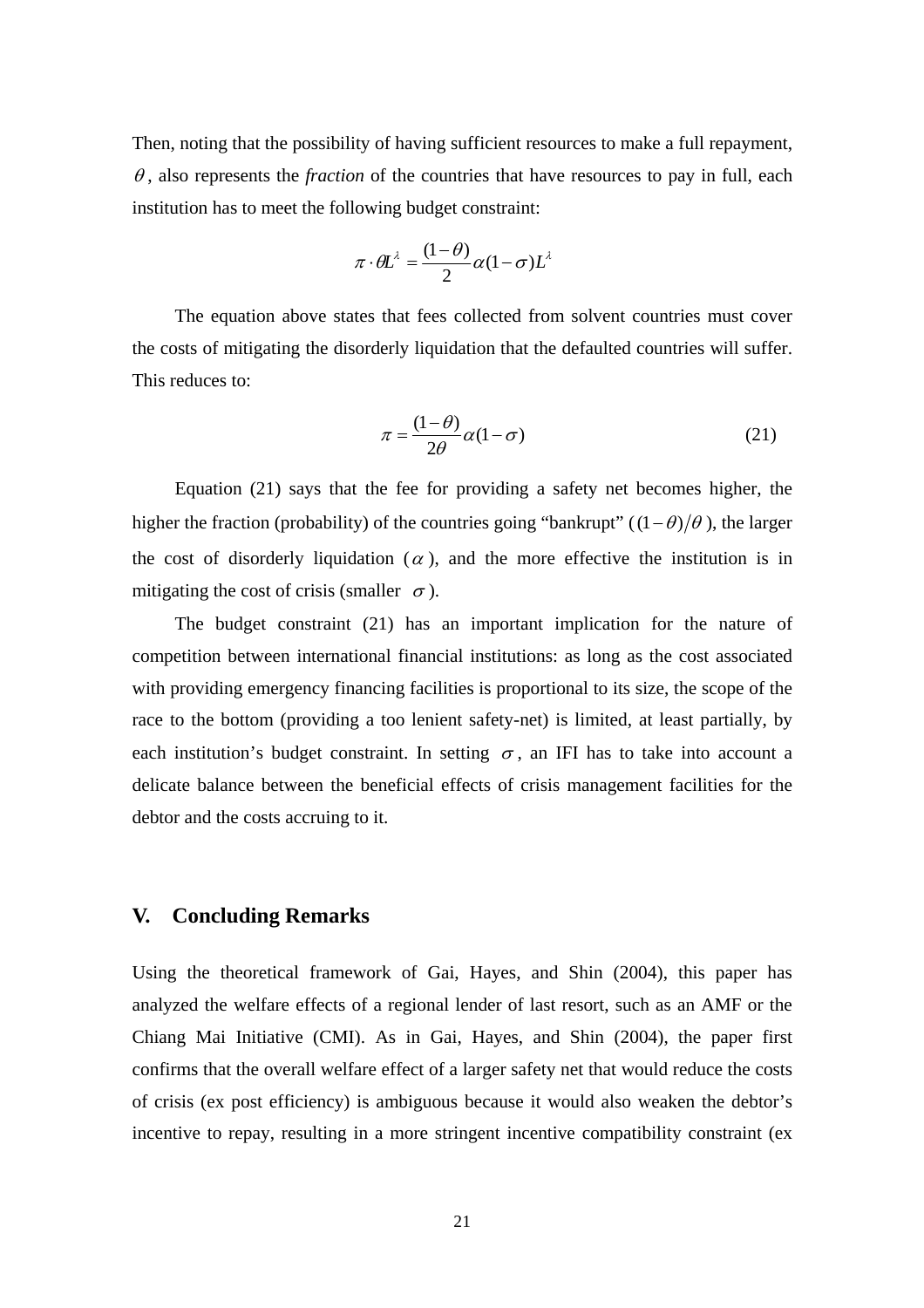Then, noting that the possibility of having sufficient resources to make a full repayment, $\theta$, also represents the *fraction* of the countries that have resources to pay in full, each institution has to meet the following budget constraint:

$$\pi \cdot \theta L^{\lambda} = \frac{(1-\theta)}{2}\alpha(1-\sigma)L^{\lambda}$$

The equation above states that fees collected from solvent countries must cover the costs of mitigating the disorderly liquidation that the defaulted countries will suffer. This reduces to:

$$\pi = \frac{(1-\theta)}{2\theta}\alpha(1-\sigma) \tag{21}$$

Equation (21) says that the fee for providing a safety net becomes higher, the higher the fraction (probability) of the countries going "bankrupt" ($(1-\theta)/\theta$), the larger the cost of disorderly liquidation ($\alpha$), and the more effective the institution is in mitigating the cost of crisis (smaller $\sigma$).

The budget constraint (21) has an important implication for the nature of competition between international financial institutions: as long as the cost associated with providing emergency financing facilities is proportional to its size, the scope of the race to the bottom (providing a too lenient safety-net) is limited, at least partially, by each institution's budget constraint. In setting $\sigma$, an IFI has to take into account a delicate balance between the beneficial effects of crisis management facilities for the debtor and the costs accruing to it.

## V. Concluding Remarks

Using the theoretical framework of Gai, Hayes, and Shin (2004), this paper has analyzed the welfare effects of a regional lender of last resort, such as an AMF or the Chiang Mai Initiative (CMI). As in Gai, Hayes, and Shin (2004), the paper first confirms that the overall welfare effect of a larger safety net that would reduce the costs of crisis (ex post efficiency) is ambiguous because it would also weaken the debtor's incentive to repay, resulting in a more stringent incentive compatibility constraint (ex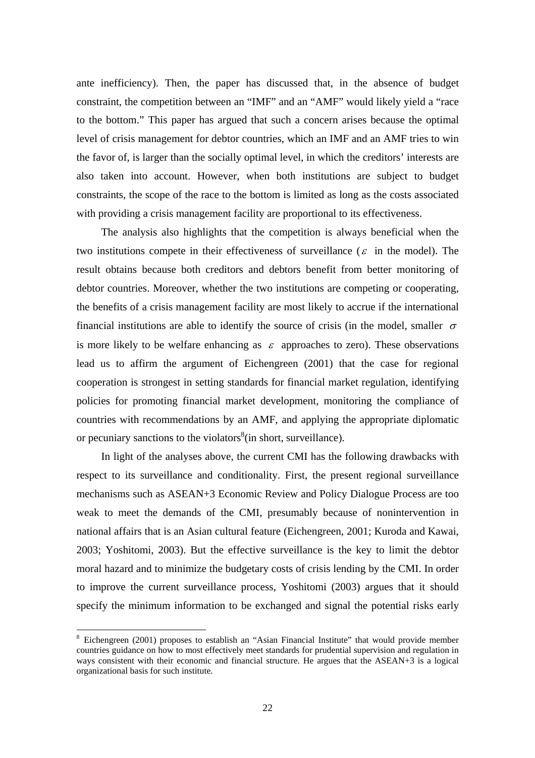ante inefficiency). Then, the paper has discussed that, in the absence of budget constraint, the competition between an "IMF" and an "AMF" would likely yield a "race to the bottom." This paper has argued that such a concern arises because the optimal level of crisis management for debtor countries, which an IMF and an AMF tries to win the favor of, is larger than the socially optimal level, in which the creditors' interests are also taken into account. However, when both institutions are subject to budget constraints, the scope of the race to the bottom is limited as long as the costs associated with providing a crisis management facility are proportional to its effectiveness.

The analysis also highlights that the competition is always beneficial when the two institutions compete in their effectiveness of surveillance ($\varepsilon$ in the model). The result obtains because both creditors and debtors benefit from better monitoring of debtor countries. Moreover, whether the two institutions are competing or cooperating, the benefits of a crisis management facility are most likely to accrue if the international financial institutions are able to identify the source of crisis (in the model, smaller $\sigma$ is more likely to be welfare enhancing as $\varepsilon$ approaches to zero). These observations lead us to affirm the argument of Eichengreen (2001) that the case for regional cooperation is strongest in setting standards for financial market regulation, identifying policies for promoting financial market development, monitoring the compliance of countries with recommendations by an AMF, and applying the appropriate diplomatic or pecuniary sanctions to the violators[8](in short, surveillance).

In light of the analyses above, the current CMI has the following drawbacks with respect to its surveillance and conditionality. First, the present regional surveillance mechanisms such as ASEAN+3 Economic Review and Policy Dialogue Process are too weak to meet the demands of the CMI, presumably because of nonintervention in national affairs that is an Asian cultural feature (Eichengreen, 2001; Kuroda and Kawai, 2003; Yoshitomi, 2003). But the effective surveillance is the key to limit the debtor moral hazard and to minimize the budgetary costs of crisis lending by the CMI. In order to improve the current surveillance process, Yoshitomi (2003) argues that it should specify the minimum information to be exchanged and signal the potential risks early

[8] Eichengreen (2001) proposes to establish an "Asian Financial Institute" that would provide member countries guidance on how to most effectively meet standards for prudential supervision and regulation in ways consistent with their economic and financial structure. He argues that the ASEAN+3 is a logical organizational basis for such institute.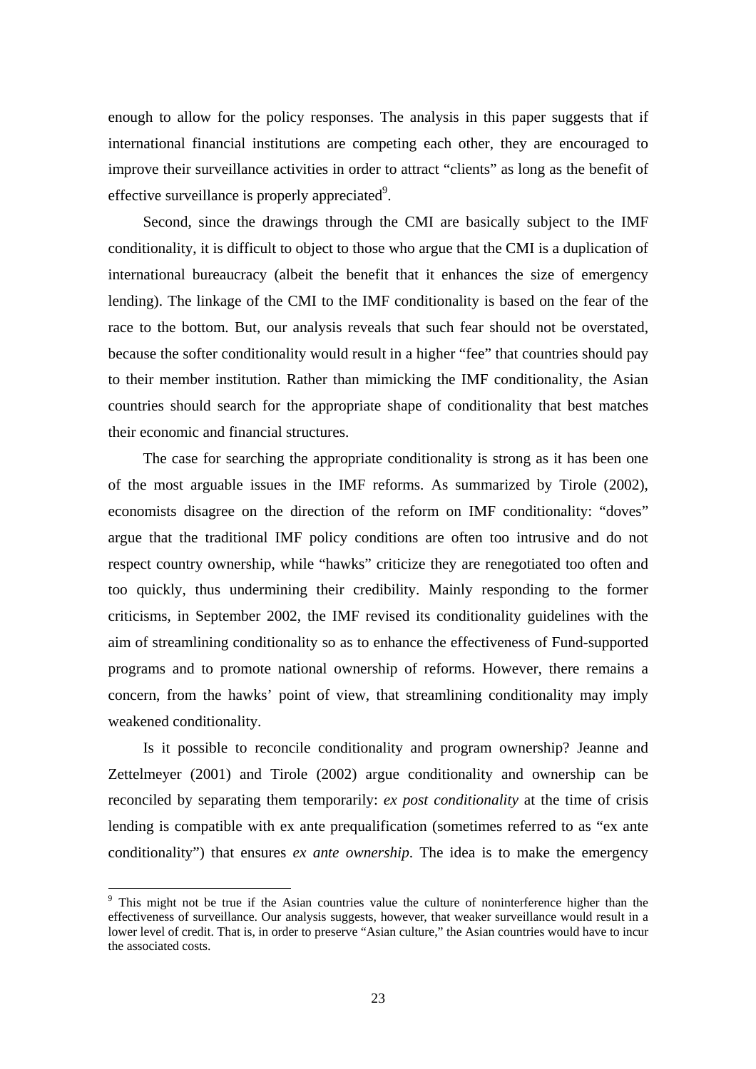enough to allow for the policy responses. The analysis in this paper suggests that if international financial institutions are competing each other, they are encouraged to improve their surveillance activities in order to attract "clients" as long as the benefit of effective surveillance is properly appreciated[9].

Second, since the drawings through the CMI are basically subject to the IMF conditionality, it is difficult to object to those who argue that the CMI is a duplication of international bureaucracy (albeit the benefit that it enhances the size of emergency lending). The linkage of the CMI to the IMF conditionality is based on the fear of the race to the bottom. But, our analysis reveals that such fear should not be overstated, because the softer conditionality would result in a higher "fee" that countries should pay to their member institution. Rather than mimicking the IMF conditionality, the Asian countries should search for the appropriate shape of conditionality that best matches their economic and financial structures.

The case for searching the appropriate conditionality is strong as it has been one of the most arguable issues in the IMF reforms. As summarized by Tirole (2002), economists disagree on the direction of the reform on IMF conditionality: "doves" argue that the traditional IMF policy conditions are often too intrusive and do not respect country ownership, while "hawks" criticize they are renegotiated too often and too quickly, thus undermining their credibility. Mainly responding to the former criticisms, in September 2002, the IMF revised its conditionality guidelines with the aim of streamlining conditionality so as to enhance the effectiveness of Fund-supported programs and to promote national ownership of reforms. However, there remains a concern, from the hawks' point of view, that streamlining conditionality may imply weakened conditionality.

Is it possible to reconcile conditionality and program ownership? Jeanne and Zettelmeyer (2001) and Tirole (2002) argue conditionality and ownership can be reconciled by separating them temporarily: *ex post conditionality* at the time of crisis lending is compatible with ex ante prequalification (sometimes referred to as "ex ante conditionality") that ensures *ex ante ownership*. The idea is to make the emergency

[9] This might not be true if the Asian countries value the culture of noninterference higher than the effectiveness of surveillance. Our analysis suggests, however, that weaker surveillance would result in a lower level of credit. That is, in order to preserve "Asian culture," the Asian countries would have to incur the associated costs.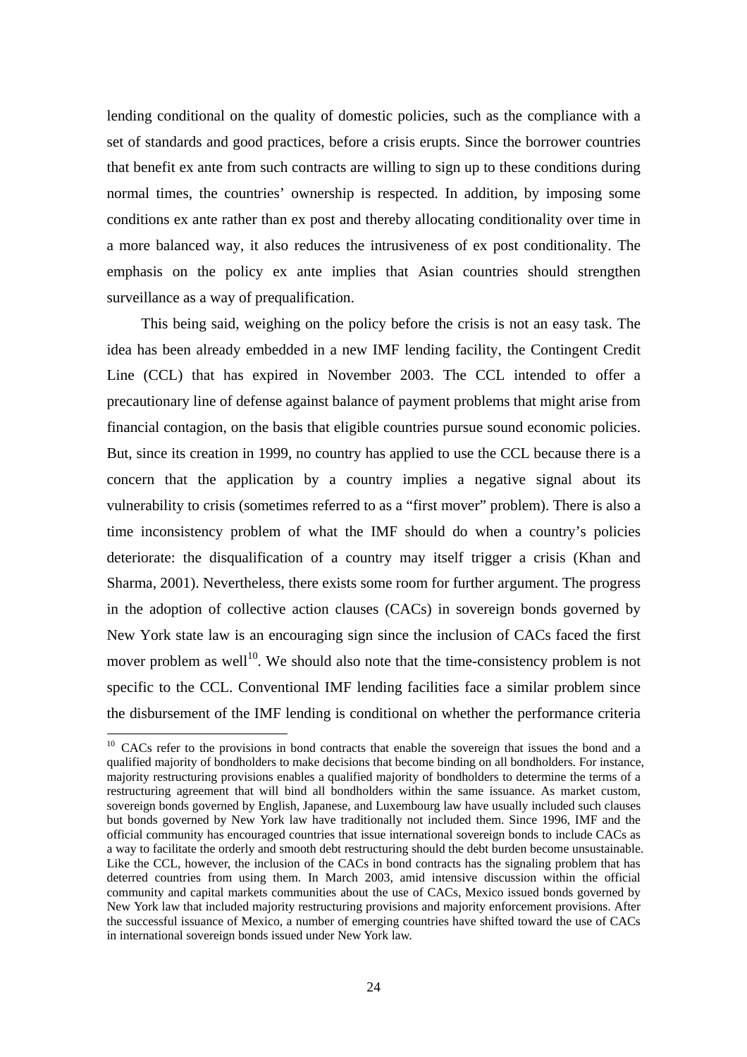lending conditional on the quality of domestic policies, such as the compliance with a set of standards and good practices, before a crisis erupts. Since the borrower countries that benefit ex ante from such contracts are willing to sign up to these conditions during normal times, the countries' ownership is respected. In addition, by imposing some conditions ex ante rather than ex post and thereby allocating conditionality over time in a more balanced way, it also reduces the intrusiveness of ex post conditionality. The emphasis on the policy ex ante implies that Asian countries should strengthen surveillance as a way of prequalification.

This being said, weighing on the policy before the crisis is not an easy task. The idea has been already embedded in a new IMF lending facility, the Contingent Credit Line (CCL) that has expired in November 2003. The CCL intended to offer a precautionary line of defense against balance of payment problems that might arise from financial contagion, on the basis that eligible countries pursue sound economic policies. But, since its creation in 1999, no country has applied to use the CCL because there is a concern that the application by a country implies a negative signal about its vulnerability to crisis (sometimes referred to as a "first mover" problem). There is also a time inconsistency problem of what the IMF should do when a country's policies deteriorate: the disqualification of a country may itself trigger a crisis (Khan and Sharma, 2001). Nevertheless, there exists some room for further argument. The progress in the adoption of collective action clauses (CACs) in sovereign bonds governed by New York state law is an encouraging sign since the inclusion of CACs faced the first mover problem as well[10]. We should also note that the time-consistency problem is not specific to the CCL. Conventional IMF lending facilities face a similar problem since the disbursement of the IMF lending is conditional on whether the performance criteria

[10] CACs refer to the provisions in bond contracts that enable the sovereign that issues the bond and a qualified majority of bondholders to make decisions that become binding on all bondholders. For instance, majority restructuring provisions enables a qualified majority of bondholders to determine the terms of a restructuring agreement that will bind all bondholders within the same issuance. As market custom, sovereign bonds governed by English, Japanese, and Luxembourg law have usually included such clauses but bonds governed by New York law have traditionally not included them. Since 1996, IMF and the official community has encouraged countries that issue international sovereign bonds to include CACs as a way to facilitate the orderly and smooth debt restructuring should the debt burden become unsustainable. Like the CCL, however, the inclusion of the CACs in bond contracts has the signaling problem that has deterred countries from using them. In March 2003, amid intensive discussion within the official community and capital markets communities about the use of CACs, Mexico issued bonds governed by New York law that included majority restructuring provisions and majority enforcement provisions. After the successful issuance of Mexico, a number of emerging countries have shifted toward the use of CACs in international sovereign bonds issued under New York law.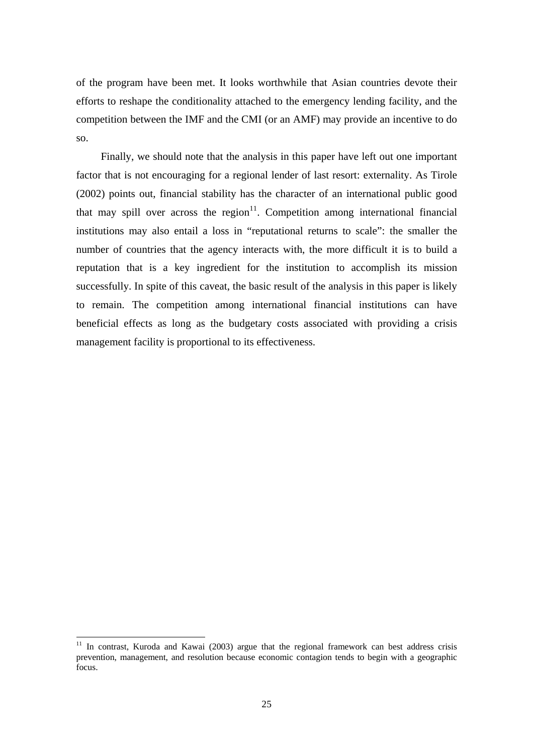of the program have been met. It looks worthwhile that Asian countries devote their efforts to reshape the conditionality attached to the emergency lending facility, and the competition between the IMF and the CMI (or an AMF) may provide an incentive to do so.

Finally, we should note that the analysis in this paper have left out one important factor that is not encouraging for a regional lender of last resort: externality. As Tirole (2002) points out, financial stability has the character of an international public good that may spill over across the region[11]. Competition among international financial institutions may also entail a loss in "reputational returns to scale": the smaller the number of countries that the agency interacts with, the more difficult it is to build a reputation that is a key ingredient for the institution to accomplish its mission successfully. In spite of this caveat, the basic result of the analysis in this paper is likely to remain. The competition among international financial institutions can have beneficial effects as long as the budgetary costs associated with providing a crisis management facility is proportional to its effectiveness.

[11] In contrast, Kuroda and Kawai (2003) argue that the regional framework can best address crisis prevention, management, and resolution because economic contagion tends to begin with a geographic focus.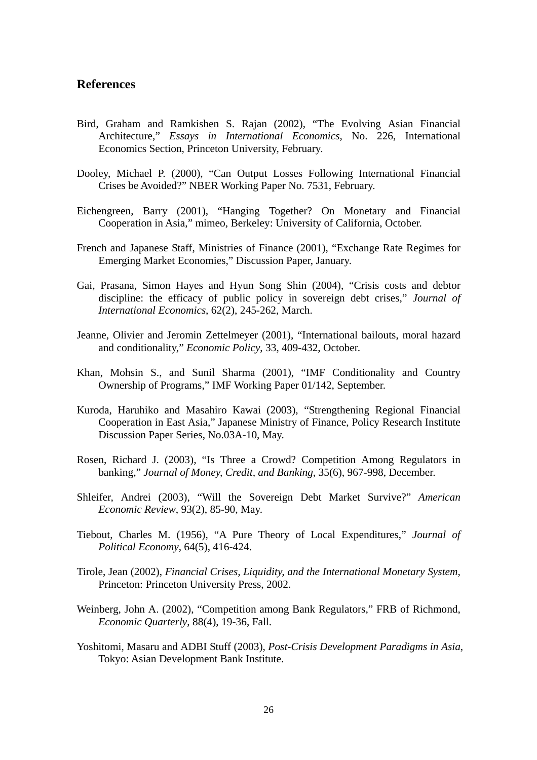## References

Bird, Graham and Ramkishen S. Rajan (2002), "The Evolving Asian Financial Architecture," *Essays in International Economics*, No. 226, International Economics Section, Princeton University, February.

Dooley, Michael P. (2000), "Can Output Losses Following International Financial Crises be Avoided?" NBER Working Paper No. 7531, February.

Eichengreen, Barry (2001), "Hanging Together? On Monetary and Financial Cooperation in Asia," mimeo, Berkeley: University of California, October.

French and Japanese Staff, Ministries of Finance (2001), "Exchange Rate Regimes for Emerging Market Economies," Discussion Paper, January.

Gai, Prasana, Simon Hayes and Hyun Song Shin (2004), "Crisis costs and debtor discipline: the efficacy of public policy in sovereign debt crises," *Journal of International Economics*, 62(2), 245-262, March.

Jeanne, Olivier and Jeromin Zettelmeyer (2001), "International bailouts, moral hazard and conditionality," *Economic Policy*, 33, 409-432, October.

Khan, Mohsin S., and Sunil Sharma (2001), "IMF Conditionality and Country Ownership of Programs," IMF Working Paper 01/142, September.

Kuroda, Haruhiko and Masahiro Kawai (2003), "Strengthening Regional Financial Cooperation in East Asia," Japanese Ministry of Finance, Policy Research Institute Discussion Paper Series, No.03A-10, May.

Rosen, Richard J. (2003), "Is Three a Crowd? Competition Among Regulators in banking," *Journal of Money, Credit, and Banking*, 35(6), 967-998, December.

Shleifer, Andrei (2003), "Will the Sovereign Debt Market Survive?" *American Economic Review*, 93(2), 85-90, May.

Tiebout, Charles M. (1956), "A Pure Theory of Local Expenditures," *Journal of Political Economy*, 64(5), 416-424.

Tirole, Jean (2002), *Financial Crises, Liquidity, and the International Monetary System*, Princeton: Princeton University Press, 2002.

Weinberg, John A. (2002), "Competition among Bank Regulators," FRB of Richmond, *Economic Quarterly*, 88(4), 19-36, Fall.

Yoshitomi, Masaru and ADBI Stuff (2003), *Post-Crisis Development Paradigms in Asia*, Tokyo: Asian Development Bank Institute.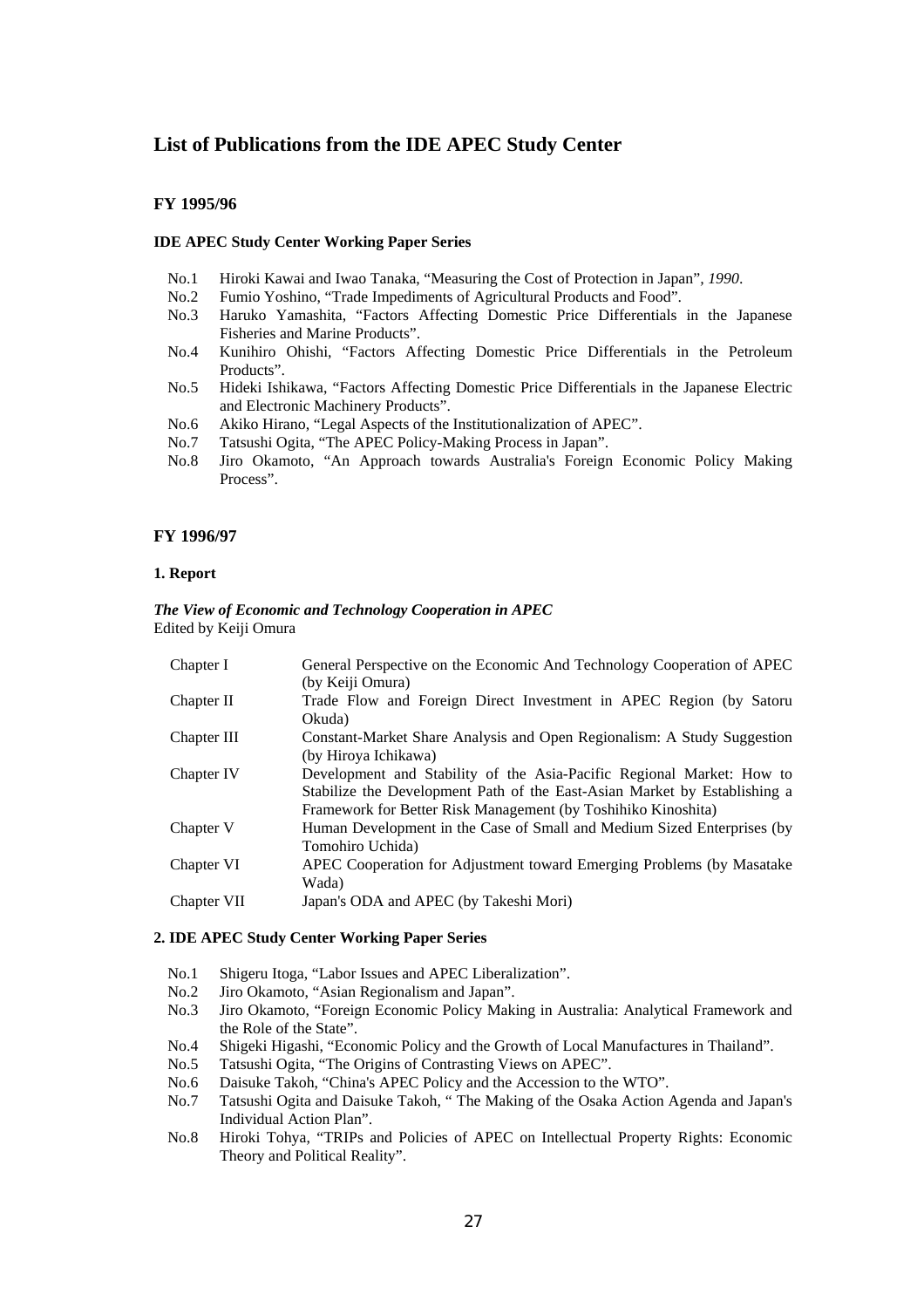# List of Publications from the IDE APEC Study Center

## FY 1995/96

### IDE APEC Study Center Working Paper Series

- No.1 Hiroki Kawai and Iwao Tanaka, "Measuring the Cost of Protection in Japan", *1990*.
- No.2 Fumio Yoshino, "Trade Impediments of Agricultural Products and Food".
- No.3 Haruko Yamashita, "Factors Affecting Domestic Price Differentials in the Japanese Fisheries and Marine Products".
- No.4 Kunihiro Ohishi, "Factors Affecting Domestic Price Differentials in the Petroleum Products".
- No.5 Hideki Ishikawa, "Factors Affecting Domestic Price Differentials in the Japanese Electric and Electronic Machinery Products".
- No.6 Akiko Hirano, "Legal Aspects of the Institutionalization of APEC".
- No.7 Tatsushi Ogita, "The APEC Policy-Making Process in Japan".
- No.8 Jiro Okamoto, "An Approach towards Australia's Foreign Economic Policy Making Process".

## FY 1996/97

### 1. Report

***The View of Economic and Technology Cooperation in APEC***
Edited by Keiji Omura

| | |
|---|---|
| Chapter I | General Perspective on the Economic And Technology Cooperation of APEC (by Keiji Omura) |
| Chapter II | Trade Flow and Foreign Direct Investment in APEC Region (by Satoru Okuda) |
| Chapter III | Constant-Market Share Analysis and Open Regionalism: A Study Suggestion (by Hiroya Ichikawa) |
| Chapter IV | Development and Stability of the Asia-Pacific Regional Market: How to Stabilize the Development Path of the East-Asian Market by Establishing a Framework for Better Risk Management (by Toshihiko Kinoshita) |
| Chapter V | Human Development in the Case of Small and Medium Sized Enterprises (by Tomohiro Uchida) |
| Chapter VI | APEC Cooperation for Adjustment toward Emerging Problems (by Masatake Wada) |
| Chapter VII | Japan's ODA and APEC (by Takeshi Mori) |

### 2. IDE APEC Study Center Working Paper Series

- No.1 Shigeru Itoga, "Labor Issues and APEC Liberalization".
- No.2 Jiro Okamoto, "Asian Regionalism and Japan".
- No.3 Jiro Okamoto, "Foreign Economic Policy Making in Australia: Analytical Framework and the Role of the State".
- No.4 Shigeki Higashi, "Economic Policy and the Growth of Local Manufactures in Thailand".
- No.5 Tatsushi Ogita, "The Origins of Contrasting Views on APEC".
- No.6 Daisuke Takoh, "China's APEC Policy and the Accession to the WTO".
- No.7 Tatsushi Ogita and Daisuke Takoh, " The Making of the Osaka Action Agenda and Japan's Individual Action Plan".
- No.8 Hiroki Tohya, "TRIPs and Policies of APEC on Intellectual Property Rights: Economic Theory and Political Reality".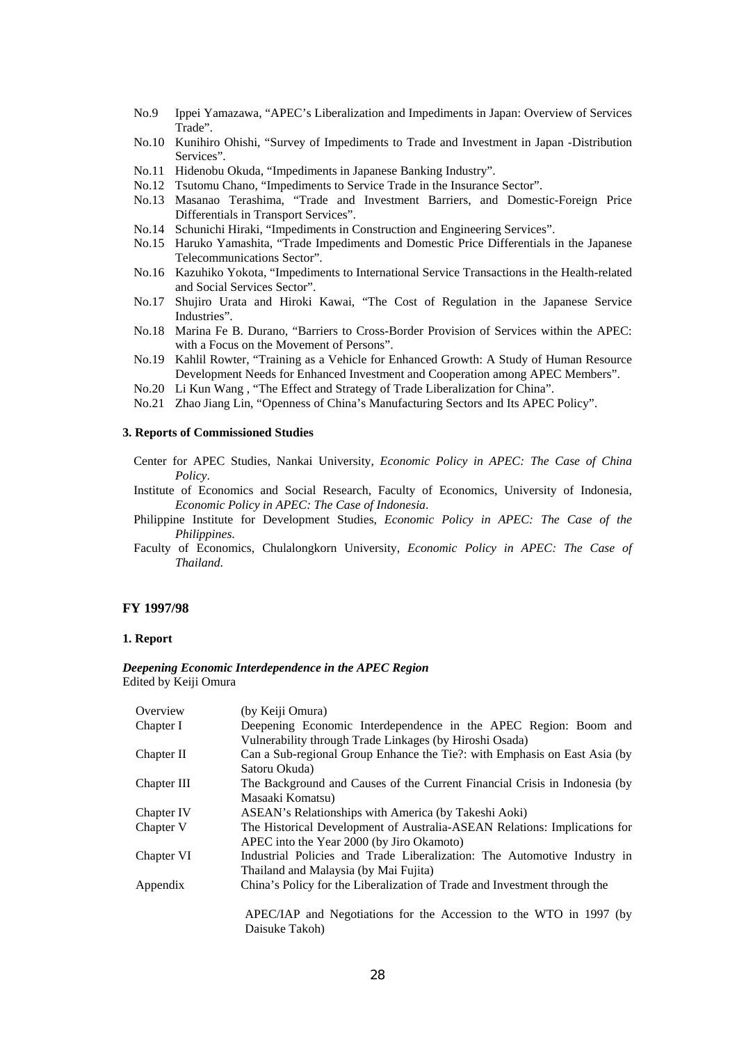No.9 Ippei Yamazawa, "APEC's Liberalization and Impediments in Japan: Overview of Services Trade".

No.10 Kunihiro Ohishi, "Survey of Impediments to Trade and Investment in Japan -Distribution Services".

No.11 Hidenobu Okuda, "Impediments in Japanese Banking Industry".

No.12 Tsutomu Chano, "Impediments to Service Trade in the Insurance Sector".

No.13 Masanao Terashima, "Trade and Investment Barriers, and Domestic-Foreign Price Differentials in Transport Services".

No.14 Schunichi Hiraki, "Impediments in Construction and Engineering Services".

No.15 Haruko Yamashita, "Trade Impediments and Domestic Price Differentials in the Japanese Telecommunications Sector".

No.16 Kazuhiko Yokota, "Impediments to International Service Transactions in the Health-related and Social Services Sector".

No.17 Shujiro Urata and Hiroki Kawai, "The Cost of Regulation in the Japanese Service Industries".

No.18 Marina Fe B. Durano, "Barriers to Cross-Border Provision of Services within the APEC: with a Focus on the Movement of Persons".

No.19 Kahlil Rowter, "Training as a Vehicle for Enhanced Growth: A Study of Human Resource Development Needs for Enhanced Investment and Cooperation among APEC Members".

No.20 Li Kun Wang , "The Effect and Strategy of Trade Liberalization for China".

No.21 Zhao Jiang Lin, "Openness of China's Manufacturing Sectors and Its APEC Policy".

#### 3. Reports of Commissioned Studies

Center for APEC Studies, Nankai University, *Economic Policy in APEC: The Case of China Policy*.

Institute of Economics and Social Research, Faculty of Economics, University of Indonesia, *Economic Policy in APEC: The Case of Indonesia*.

Philippine Institute for Development Studies, *Economic Policy in APEC: The Case of the Philippines.*

Faculty of Economics, Chulalongkorn University, *Economic Policy in APEC: The Case of Thailand*.

### FY 1997/98

#### 1. Report

***Deepening Economic Interdependence in the APEC Region***
Edited by Keiji Omura

| | |
|---|---|
| Overview | (by Keiji Omura) |
| Chapter I | Deepening Economic Interdependence in the APEC Region: Boom and Vulnerability through Trade Linkages (by Hiroshi Osada) |
| Chapter II | Can a Sub-regional Group Enhance the Tie?: with Emphasis on East Asia (by Satoru Okuda) |
| Chapter III | The Background and Causes of the Current Financial Crisis in Indonesia (by Masaaki Komatsu) |
| Chapter IV | ASEAN's Relationships with America (by Takeshi Aoki) |
| Chapter V | The Historical Development of Australia-ASEAN Relations: Implications for APEC into the Year 2000 (by Jiro Okamoto) |
| Chapter VI | Industrial Policies and Trade Liberalization: The Automotive Industry in Thailand and Malaysia (by Mai Fujita) |
| Appendix | China's Policy for the Liberalization of Trade and Investment through the APEC/IAP and Negotiations for the Accession to the WTO in 1997 (by Daisuke Takoh) |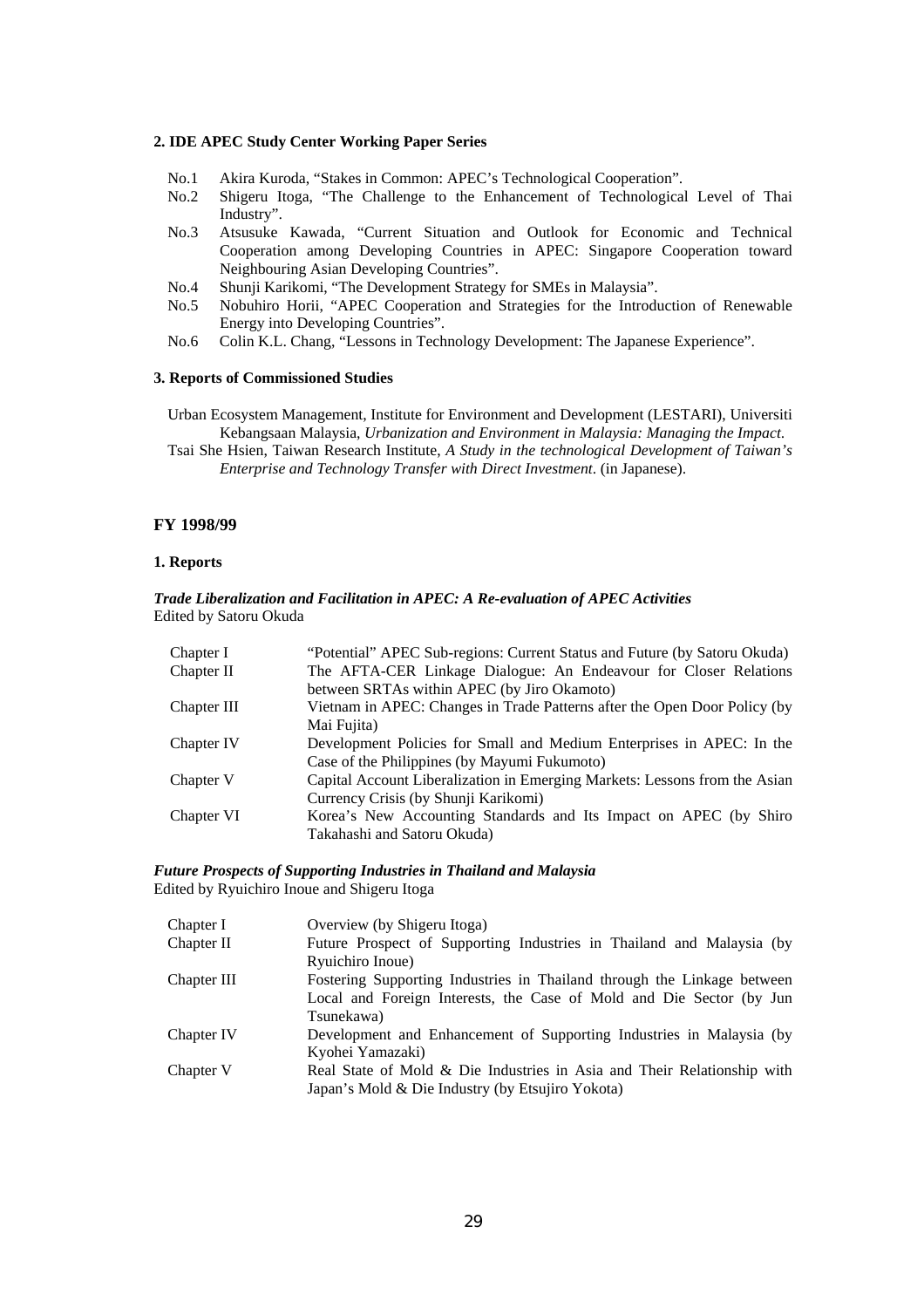**2. IDE APEC Study Center Working Paper Series**

- No.1 Akira Kuroda, "Stakes in Common: APEC's Technological Cooperation".
- No.2 Shigeru Itoga, "The Challenge to the Enhancement of Technological Level of Thai Industry".
- No.3 Atsusuke Kawada, "Current Situation and Outlook for Economic and Technical Cooperation among Developing Countries in APEC: Singapore Cooperation toward Neighbouring Asian Developing Countries".
- No.4 Shunji Karikomi, "The Development Strategy for SMEs in Malaysia".
- No.5 Nobuhiro Horii, "APEC Cooperation and Strategies for the Introduction of Renewable Energy into Developing Countries".
- No.6 Colin K.L. Chang, "Lessons in Technology Development: The Japanese Experience".

**3. Reports of Commissioned Studies**

Urban Ecosystem Management, Institute for Environment and Development (LESTARI), Universiti Kebangsaan Malaysia, *Urbanization and Environment in Malaysia: Managing the Impact*.

Tsai She Hsien, Taiwan Research Institute, *A Study in the technological Development of Taiwan's Enterprise and Technology Transfer with Direct Investment*. (in Japanese).

## FY 1998/99

**1. Reports**

***Trade Liberalization and Facilitation in APEC: A Re-evaluation of APEC Activities***
Edited by Satoru Okuda

| | |
|---|---|
| Chapter I | "Potential" APEC Sub-regions: Current Status and Future (by Satoru Okuda) |
| Chapter II | The AFTA-CER Linkage Dialogue: An Endeavour for Closer Relations between SRTAs within APEC (by Jiro Okamoto) |
| Chapter III | Vietnam in APEC: Changes in Trade Patterns after the Open Door Policy (by Mai Fujita) |
| Chapter IV | Development Policies for Small and Medium Enterprises in APEC: In the Case of the Philippines (by Mayumi Fukumoto) |
| Chapter V | Capital Account Liberalization in Emerging Markets: Lessons from the Asian Currency Crisis (by Shunji Karikomi) |
| Chapter VI | Korea's New Accounting Standards and Its Impact on APEC (by Shiro Takahashi and Satoru Okuda) |

***Future Prospects of Supporting Industries in Thailand and Malaysia***
Edited by Ryuichiro Inoue and Shigeru Itoga

| | |
|---|---|
| Chapter I | Overview (by Shigeru Itoga) |
| Chapter II | Future Prospect of Supporting Industries in Thailand and Malaysia (by Ryuichiro Inoue) |
| Chapter III | Fostering Supporting Industries in Thailand through the Linkage between Local and Foreign Interests, the Case of Mold and Die Sector (by Jun Tsunekawa) |
| Chapter IV | Development and Enhancement of Supporting Industries in Malaysia (by Kyohei Yamazaki) |
| Chapter V | Real State of Mold & Die Industries in Asia and Their Relationship with Japan's Mold & Die Industry (by Etsujiro Yokota) |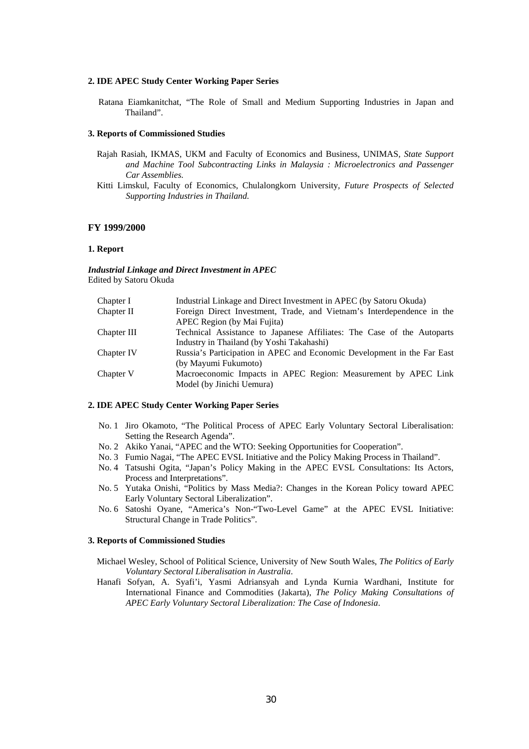**2. IDE APEC Study Center Working Paper Series**

Ratana Eiamkanitchat, "The Role of Small and Medium Supporting Industries in Japan and Thailand".

**3. Reports of Commissioned Studies**

Rajah Rasiah, IKMAS, UKM and Faculty of Economics and Business, UNIMAS, *State Support and Machine Tool Subcontracting Links in Malaysia : Microelectronics and Passenger Car Assemblies.*

Kitti Limskul, Faculty of Economics, Chulalongkorn University, *Future Prospects of Selected Supporting Industries in Thailand.*

## FY 1999/2000

**1. Report**

***Industrial Linkage and Direct Investment in APEC***
Edited by Satoru Okuda

| | |
|---|---|
| Chapter I | Industrial Linkage and Direct Investment in APEC (by Satoru Okuda) |
| Chapter II | Foreign Direct Investment, Trade, and Vietnam's Interdependence in the APEC Region (by Mai Fujita) |
| Chapter III | Technical Assistance to Japanese Affiliates: The Case of the Autoparts Industry in Thailand (by Yoshi Takahashi) |
| Chapter IV | Russia's Participation in APEC and Economic Development in the Far East (by Mayumi Fukumoto) |
| Chapter V | Macroeconomic Impacts in APEC Region: Measurement by APEC Link Model (by Jinichi Uemura) |

**2. IDE APEC Study Center Working Paper Series**

No. 1 Jiro Okamoto, "The Political Process of APEC Early Voluntary Sectoral Liberalisation: Setting the Research Agenda".
No. 2 Akiko Yanai, "APEC and the WTO: Seeking Opportunities for Cooperation".
No. 3 Fumio Nagai, "The APEC EVSL Initiative and the Policy Making Process in Thailand".
No. 4 Tatsushi Ogita, "Japan's Policy Making in the APEC EVSL Consultations: Its Actors, Process and Interpretations".
No. 5 Yutaka Onishi, "Politics by Mass Media?: Changes in the Korean Policy toward APEC Early Voluntary Sectoral Liberalization".
No. 6 Satoshi Oyane, "America's Non-"Two-Level Game" at the APEC EVSL Initiative: Structural Change in Trade Politics".

**3. Reports of Commissioned Studies**

Michael Wesley, School of Political Science, University of New South Wales, *The Politics of Early Voluntary Sectoral Liberalisation in Australia*.

Hanafi Sofyan, A. Syafi'i, Yasmi Adriansyah and Lynda Kurnia Wardhani, Institute for International Finance and Commodities (Jakarta), *The Policy Making Consultations of APEC Early Voluntary Sectoral Liberalization: The Case of Indonesia*.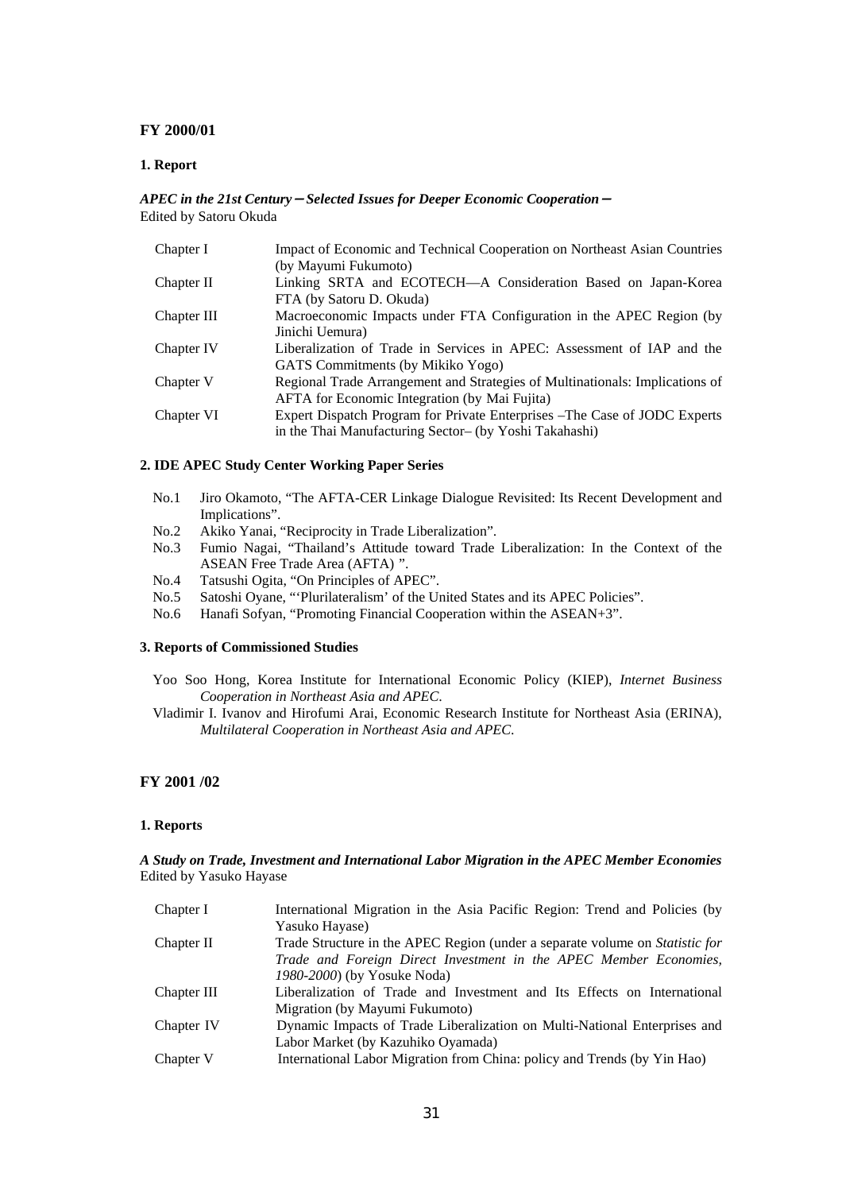## FY 2000/01

### 1. Report

***APEC in the 21st Century－Selected Issues for Deeper Economic Cooperation－***
Edited by Satoru Okuda

| | |
|---|---|
| Chapter I | Impact of Economic and Technical Cooperation on Northeast Asian Countries (by Mayumi Fukumoto) |
| Chapter II | Linking SRTA and ECOTECH—A Consideration Based on Japan-Korea FTA (by Satoru D. Okuda) |
| Chapter III | Macroeconomic Impacts under FTA Configuration in the APEC Region (by Jinichi Uemura) |
| Chapter IV | Liberalization of Trade in Services in APEC: Assessment of IAP and the GATS Commitments (by Mikiko Yogo) |
| Chapter V | Regional Trade Arrangement and Strategies of Multinationals: Implications of AFTA for Economic Integration (by Mai Fujita) |
| Chapter VI | Expert Dispatch Program for Private Enterprises –The Case of JODC Experts in the Thai Manufacturing Sector– (by Yoshi Takahashi) |

### 2. IDE APEC Study Center Working Paper Series

- No.1 Jiro Okamoto, "The AFTA-CER Linkage Dialogue Revisited: Its Recent Development and Implications".
- No.2 Akiko Yanai, "Reciprocity in Trade Liberalization".
- No.3 Fumio Nagai, "Thailand's Attitude toward Trade Liberalization: In the Context of the ASEAN Free Trade Area (AFTA) ".
- No.4 Tatsushi Ogita, "On Principles of APEC".
- No.5 Satoshi Oyane, "'Plurilateralism' of the United States and its APEC Policies".
- No.6 Hanafi Sofyan, "Promoting Financial Cooperation within the ASEAN+3".

### 3. Reports of Commissioned Studies

Yoo Soo Hong, Korea Institute for International Economic Policy (KIEP), *Internet Business Cooperation in Northeast Asia and APEC*.

Vladimir I. Ivanov and Hirofumi Arai, Economic Research Institute for Northeast Asia (ERINA), *Multilateral Cooperation in Northeast Asia and APEC.*

## FY 2001 /02

### 1. Reports

***A Study on Trade, Investment and International Labor Migration in the APEC Member Economies***
Edited by Yasuko Hayase

| | |
|---|---|
| Chapter I | International Migration in the Asia Pacific Region: Trend and Policies (by Yasuko Hayase) |
| Chapter II | Trade Structure in the APEC Region (under a separate volume on *Statistic for Trade and Foreign Direct Investment in the APEC Member Economies, 1980-2000*) (by Yosuke Noda) |
| Chapter III | Liberalization of Trade and Investment and Its Effects on International Migration (by Mayumi Fukumoto) |
| Chapter IV | Dynamic Impacts of Trade Liberalization on Multi-National Enterprises and Labor Market (by Kazuhiko Oyamada) |
| Chapter V | International Labor Migration from China: policy and Trends (by Yin Hao) |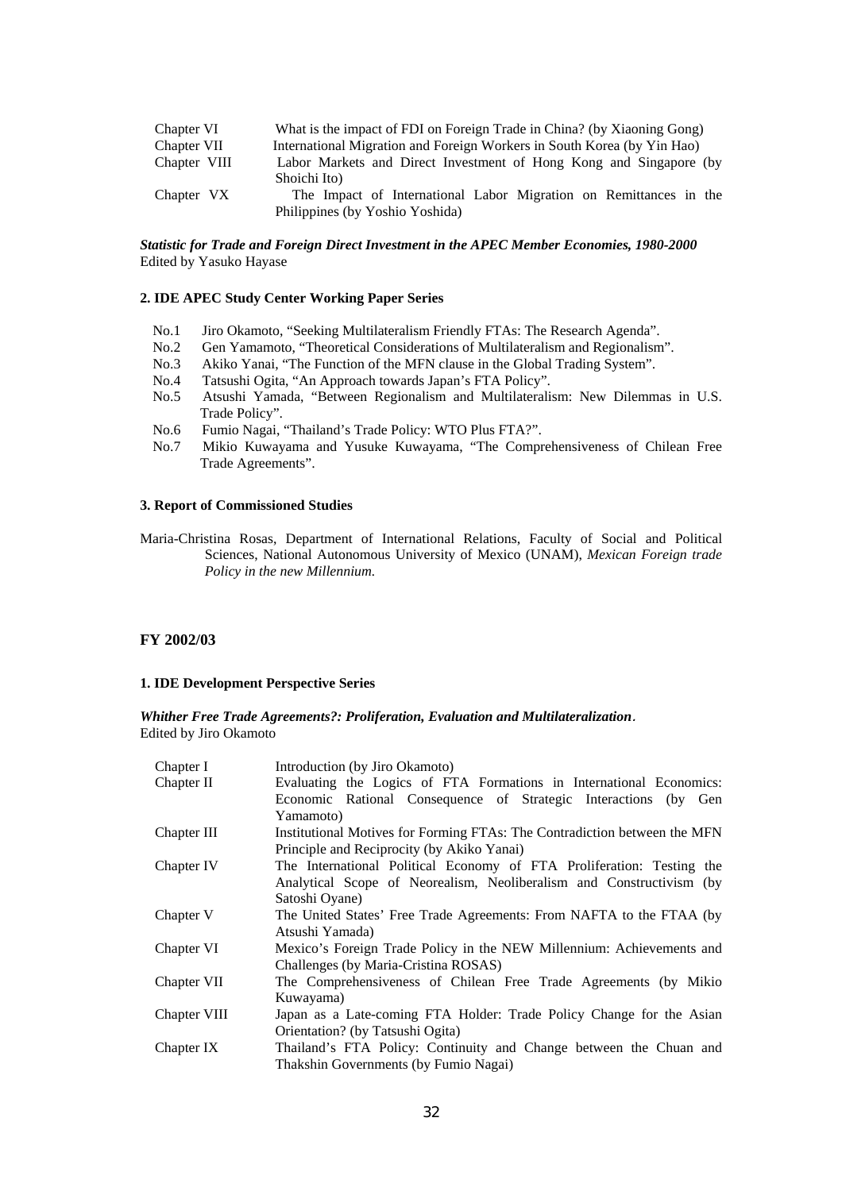| | |
|---|---|
| Chapter VI | What is the impact of FDI on Foreign Trade in China? (by Xiaoning Gong) |
| Chapter VII | International Migration and Foreign Workers in South Korea (by Yin Hao) |
| Chapter VIII | Labor Markets and Direct Investment of Hong Kong and Singapore (by Shoichi Ito) |
| Chapter VX | The Impact of International Labor Migration on Remittances in the Philippines (by Yoshio Yoshida) |

***Statistic for Trade and Foreign Direct Investment in the APEC Member Economies, 1980-2000***
Edited by Yasuko Hayase

#### 2. IDE APEC Study Center Working Paper Series

- No.1 Jiro Okamoto, “Seeking Multilateralism Friendly FTAs: The Research Agenda”.
- No.2 Gen Yamamoto, “Theoretical Considerations of Multilateralism and Regionalism”.
- No.3 Akiko Yanai, “The Function of the MFN clause in the Global Trading System”.
- No.4 Tatsushi Ogita, “An Approach towards Japan’s FTA Policy”.
- No.5 Atsushi Yamada, “Between Regionalism and Multilateralism: New Dilemmas in U.S. Trade Policy”.
- No.6 Fumio Nagai, “Thailand’s Trade Policy: WTO Plus FTA?”.
- No.7 Mikio Kuwayama and Yusuke Kuwayama, “The Comprehensiveness of Chilean Free Trade Agreements”.

#### 3. Report of Commissioned Studies

Maria-Christina Rosas, Department of International Relations, Faculty of Social and Political Sciences, National Autonomous University of Mexico (UNAM), *Mexican Foreign trade Policy in the new Millennium.*

### FY 2002/03

#### 1. IDE Development Perspective Series

***Whither Free Trade Agreements?: Proliferation, Evaluation and Multilateralization*.**
Edited by Jiro Okamoto

| | |
|---|---|
| Chapter I | Introduction (by Jiro Okamoto) |
| Chapter II | Evaluating the Logics of FTA Formations in International Economics: Economic Rational Consequence of Strategic Interactions (by Gen Yamamoto) |
| Chapter III | Institutional Motives for Forming FTAs: The Contradiction between the MFN Principle and Reciprocity (by Akiko Yanai) |
| Chapter IV | The International Political Economy of FTA Proliferation: Testing the Analytical Scope of Neorealism, Neoliberalism and Constructivism (by Satoshi Oyane) |
| Chapter V | The United States’ Free Trade Agreements: From NAFTA to the FTAA (by Atsushi Yamada) |
| Chapter VI | Mexico’s Foreign Trade Policy in the NEW Millennium: Achievements and Challenges (by Maria-Cristina ROSAS) |
| Chapter VII | The Comprehensiveness of Chilean Free Trade Agreements (by Mikio Kuwayama) |
| Chapter VIII | Japan as a Late-coming FTA Holder: Trade Policy Change for the Asian Orientation? (by Tatsushi Ogita) |
| Chapter IX | Thailand’s FTA Policy: Continuity and Change between the Chuan and Thakshin Governments (by Fumio Nagai) |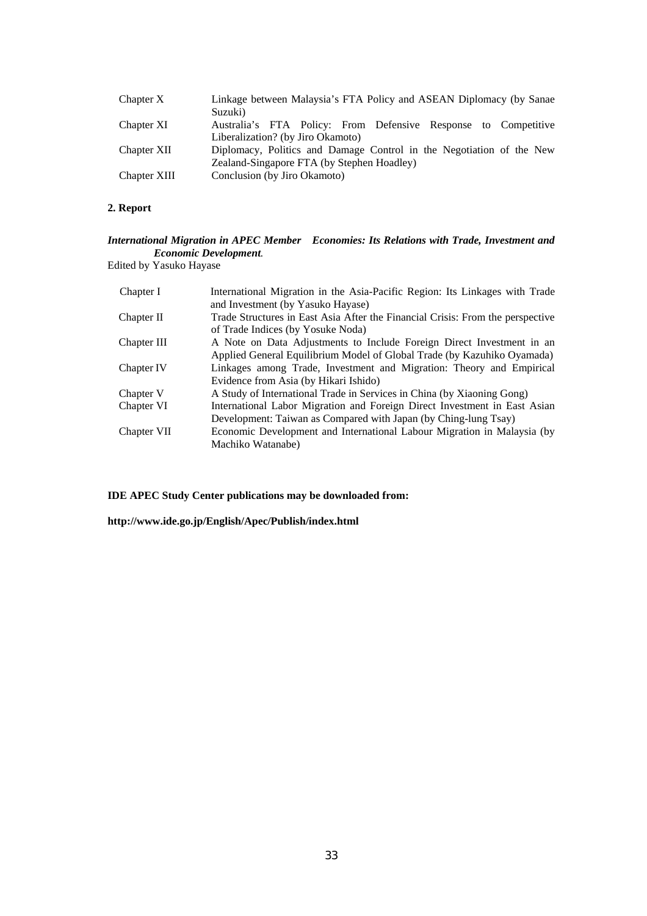| | |
|---|---|
| Chapter X | Linkage between Malaysia's FTA Policy and ASEAN Diplomacy (by Sanae Suzuki) |
| Chapter XI | Australia's FTA Policy: From Defensive Response to Competitive Liberalization? (by Jiro Okamoto) |
| Chapter XII | Diplomacy, Politics and Damage Control in the Negotiation of the New Zealand-Singapore FTA (by Stephen Hoadley) |
| Chapter XIII | Conclusion (by Jiro Okamoto) |

**2. Report**

***International Migration in APEC Member Economies: Its Relations with Trade, Investment and Economic Development.***
Edited by Yasuko Hayase

| | |
|---|---|
| Chapter I | International Migration in the Asia-Pacific Region: Its Linkages with Trade and Investment (by Yasuko Hayase) |
| Chapter II | Trade Structures in East Asia After the Financial Crisis: From the perspective of Trade Indices (by Yosuke Noda) |
| Chapter III | A Note on Data Adjustments to Include Foreign Direct Investment in an Applied General Equilibrium Model of Global Trade (by Kazuhiko Oyamada) |
| Chapter IV | Linkages among Trade, Investment and Migration: Theory and Empirical Evidence from Asia (by Hikari Ishido) |
| Chapter V | A Study of International Trade in Services in China (by Xiaoning Gong) |
| Chapter VI | International Labor Migration and Foreign Direct Investment in East Asian Development: Taiwan as Compared with Japan (by Ching-lung Tsay) |
| Chapter VII | Economic Development and International Labour Migration in Malaysia (by Machiko Watanabe) |

**IDE APEC Study Center publications may be downloaded from:**

**http://www.ide.go.jp/English/Apec/Publish/index.html**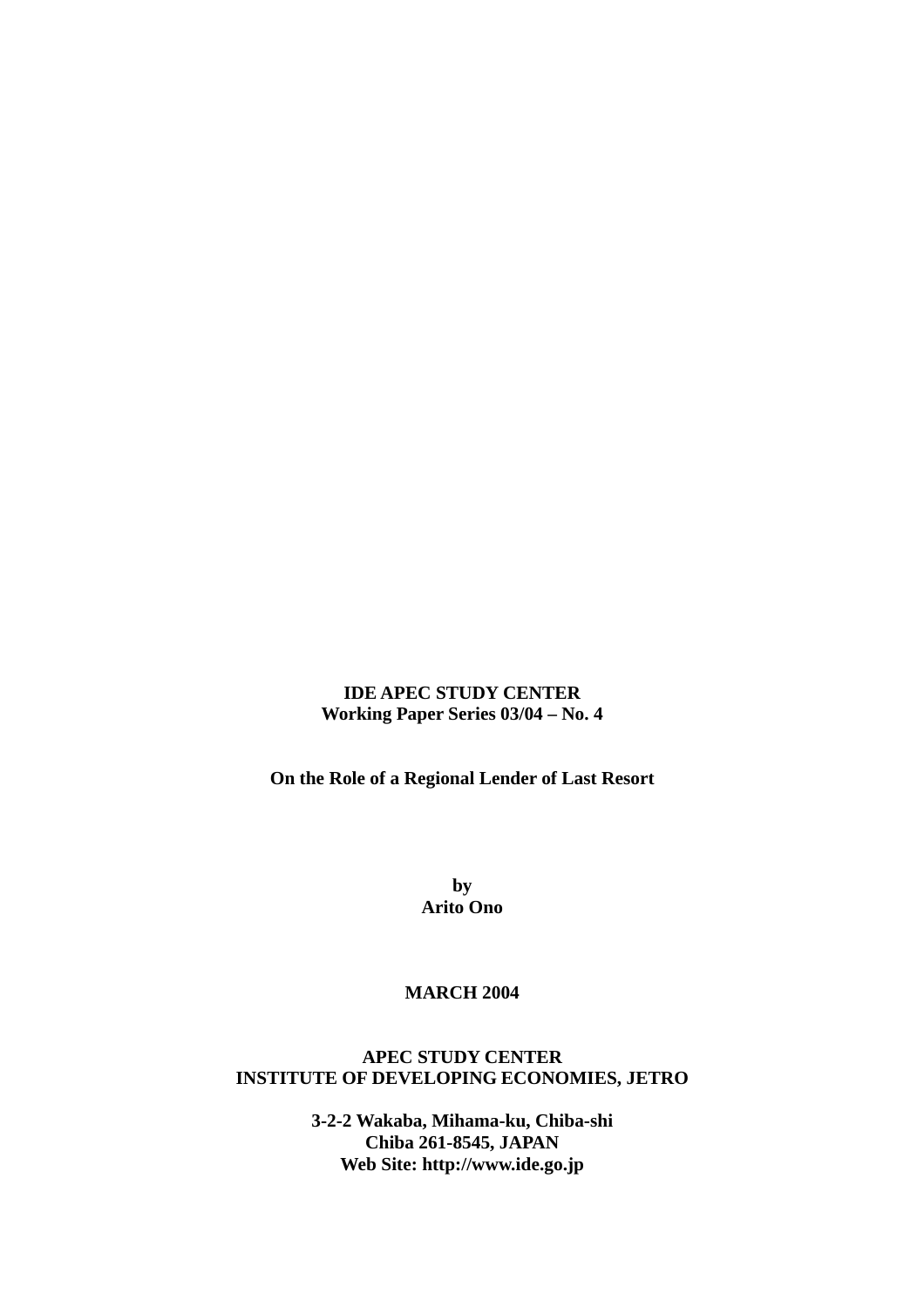**IDE APEC STUDY CENTER**
**Working Paper Series 03/04 – No. 4**

**On the Role of a Regional Lender of Last Resort**

**by**
**Arito Ono**

**MARCH 2004**

**APEC STUDY CENTER**
**INSTITUTE OF DEVELOPING ECONOMIES, JETRO**

**3-2-2 Wakaba, Mihama-ku, Chiba-shi**
**Chiba 261-8545, JAPAN**
**Web Site: http://www.ide.go.jp**